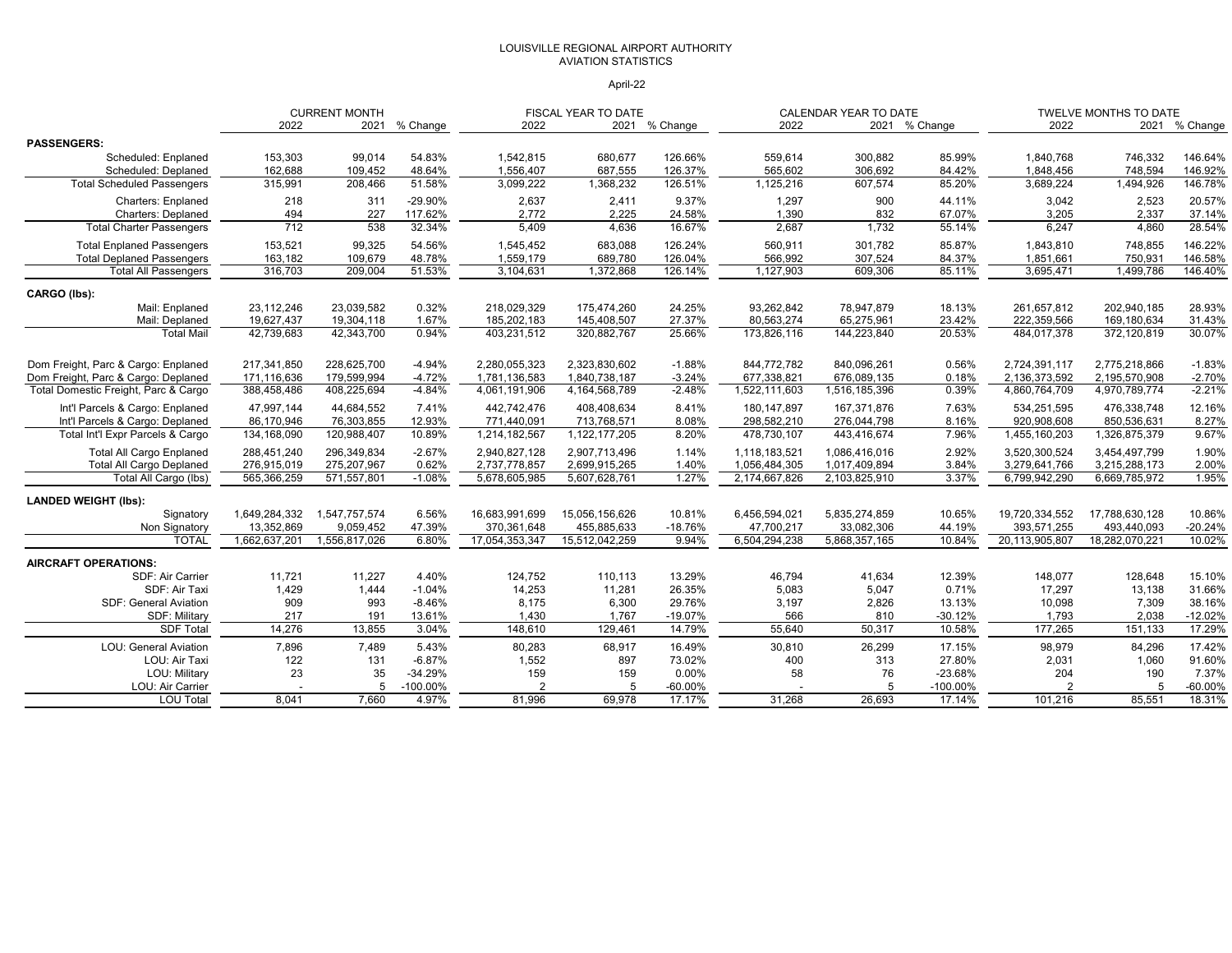LOUISVILLE REGIONAL AIRPORT AUTHORITY
AVIATION STATISTICS

April-22

| | CURRENT MONTH | | | FISCAL YEAR TO DATE | | | CALENDAR YEAR TO DATE | | | TWELVE MONTHS TO DATE | | |
|---|---|---|---|---|---|---|---|---|---|---|---|---|
| | 2022 | 2021 | % Change | 2022 | 2021 | % Change | 2022 | 2021 | % Change | 2022 | 2021 | % Change |
| **PASSENGERS:** | | | | | | | | | | | | |
| Scheduled: Enplaned | 153,303 | 99,014 | 54.83% | 1,542,815 | 680,677 | 126.66% | 559,614 | 300,882 | 85.99% | 1,840,768 | 746,332 | 146.64% |
| Scheduled: Deplaned | 162,688 | 109,452 | 48.64% | 1,556,407 | 687,555 | 126.37% | 565,602 | 306,692 | 84.42% | 1,848,456 | 748,594 | 146.92% |
| Total Scheduled Passengers | 315,991 | 208,466 | 51.58% | 3,099,222 | 1,368,232 | 126.51% | 1,125,216 | 607,574 | 85.20% | 3,689,224 | 1,494,926 | 146.78% |
| Charters: Enplaned | 218 | 311 | -29.90% | 2,637 | 2,411 | 9.37% | 1,297 | 900 | 44.11% | 3,042 | 2,523 | 20.57% |
| Charters: Deplaned | 494 | 227 | 117.62% | 2,772 | 2,225 | 24.58% | 1,390 | 832 | 67.07% | 3,205 | 2,337 | 37.14% |
| Total Charter Passengers | 712 | 538 | 32.34% | 5,409 | 4,636 | 16.67% | 2,687 | 1,732 | 55.14% | 6,247 | 4,860 | 28.54% |
| Total Enplaned Passengers | 153,521 | 99,325 | 54.56% | 1,545,452 | 683,088 | 126.24% | 560,911 | 301,782 | 85.87% | 1,843,810 | 748,855 | 146.22% |
| Total Deplaned Passengers | 163,182 | 109,679 | 48.78% | 1,559,179 | 689,780 | 126.04% | 566,992 | 307,524 | 84.37% | 1,851,661 | 750,931 | 146.58% |
| Total All Passengers | 316,703 | 209,004 | 51.53% | 3,104,631 | 1,372,868 | 126.14% | 1,127,903 | 609,306 | 85.11% | 3,695,471 | 1,499,786 | 146.40% |
| **CARGO (lbs):** | | | | | | | | | | | | |
| Mail: Enplaned | 23,112,246 | 23,039,582 | 0.32% | 218,029,329 | 175,474,260 | 24.25% | 93,262,842 | 78,947,879 | 18.13% | 261,657,812 | 202,940,185 | 28.93% |
| Mail: Deplaned | 19,627,437 | 19,304,118 | 1.67% | 185,202,183 | 145,408,507 | 27.37% | 80,563,274 | 65,275,961 | 23.42% | 222,359,566 | 169,180,634 | 31.43% |
| Total Mail | 42,739,683 | 42,343,700 | 0.94% | 403,231,512 | 320,882,767 | 25.66% | 173,826,116 | 144,223,840 | 20.53% | 484,017,378 | 372,120,819 | 30.07% |
| Dom Freight, Parc & Cargo: Enplaned | 217,341,850 | 228,625,700 | -4.94% | 2,280,055,323 | 2,323,830,602 | -1.88% | 844,772,782 | 840,096,261 | 0.56% | 2,724,391,117 | 2,775,218,866 | -1.83% |
| Dom Freight, Parc & Cargo: Deplaned | 171,116,636 | 179,599,994 | -4.72% | 1,781,136,583 | 1,840,738,187 | -3.24% | 677,338,821 | 676,089,135 | 0.18% | 2,136,373,592 | 2,195,570,908 | -2.70% |
| Total Domestic Freight, Parc & Cargo | 388,458,486 | 408,225,694 | -4.84% | 4,061,191,906 | 4,164,568,789 | -2.48% | 1,522,111,603 | 1,516,185,396 | 0.39% | 4,860,764,709 | 4,970,789,774 | -2.21% |
| Int'l Parcels & Cargo: Enplaned | 47,997,144 | 44,684,552 | 7.41% | 442,742,476 | 408,408,634 | 8.41% | 180,147,897 | 167,371,876 | 7.63% | 534,251,595 | 476,338,748 | 12.16% |
| Int'l Parcels & Cargo: Deplaned | 86,170,946 | 76,303,855 | 12.93% | 771,440,091 | 713,768,571 | 8.08% | 298,582,210 | 276,044,798 | 8.16% | 920,908,608 | 850,536,631 | 8.27% |
| Total Int'l Expr Parcels & Cargo | 134,168,090 | 120,988,407 | 10.89% | 1,214,182,567 | 1,122,177,205 | 8.20% | 478,730,107 | 443,416,674 | 7.96% | 1,455,160,203 | 1,326,875,379 | 9.67% |
| Total All Cargo Enplaned | 288,451,240 | 296,349,834 | -2.67% | 2,940,827,128 | 2,907,713,496 | 1.14% | 1,118,183,521 | 1,086,416,016 | 2.92% | 3,520,300,524 | 3,454,497,799 | 1.90% |
| Total All Cargo Deplaned | 276,915,019 | 275,207,967 | 0.62% | 2,737,778,857 | 2,699,915,265 | 1.40% | 1,056,484,305 | 1,017,409,894 | 3.84% | 3,279,641,766 | 3,215,288,173 | 2.00% |
| Total All Cargo (lbs) | 565,366,259 | 571,557,801 | -1.08% | 5,678,605,985 | 5,607,628,761 | 1.27% | 2,174,667,826 | 2,103,825,910 | 3.37% | 6,799,942,290 | 6,669,785,972 | 1.95% |
| **LANDED WEIGHT (lbs):** | | | | | | | | | | | | |
| Signatory | 1,649,284,332 | 1,547,757,574 | 6.56% | 16,683,991,699 | 15,056,156,626 | 10.81% | 6,456,594,021 | 5,835,274,859 | 10.65% | 19,720,334,552 | 17,788,630,128 | 10.86% |
| Non Signatory | 13,352,869 | 9,059,452 | 47.39% | 370,361,648 | 455,885,633 | -18.76% | 47,700,217 | 33,082,306 | 44.19% | 393,571,255 | 493,440,093 | -20.24% |
| TOTAL | 1,662,637,201 | 1,556,817,026 | 6.80% | 17,054,353,347 | 15,512,042,259 | 9.94% | 6,504,294,238 | 5,868,357,165 | 10.84% | 20,113,905,807 | 18,282,070,221 | 10.02% |
| **AIRCRAFT OPERATIONS:** | | | | | | | | | | | | |
| SDF: Air Carrier | 11,721 | 11,227 | 4.40% | 124,752 | 110,113 | 13.29% | 46,794 | 41,634 | 12.39% | 148,077 | 128,648 | 15.10% |
| SDF: Air Taxi | 1,429 | 1,444 | -1.04% | 14,253 | 11,281 | 26.35% | 5,083 | 5,047 | 0.71% | 17,297 | 13,138 | 31.66% |
| SDF: General Aviation | 909 | 993 | -8.46% | 8,175 | 6,300 | 29.76% | 3,197 | 2,826 | 13.13% | 10,098 | 7,309 | 38.16% |
| SDF: Military | 217 | 191 | 13.61% | 1,430 | 1,767 | -19.07% | 566 | 810 | -30.12% | 1,793 | 2,038 | -12.02% |
| SDF Total | 14,276 | 13,855 | 3.04% | 148,610 | 129,461 | 14.79% | 55,640 | 50,317 | 10.58% | 177,265 | 151,133 | 17.29% |
| LOU: General Aviation | 7,896 | 7,489 | 5.43% | 80,283 | 68,917 | 16.49% | 30,810 | 26,299 | 17.15% | 98,979 | 84,296 | 17.42% |
| LOU: Air Taxi | 122 | 131 | -6.87% | 1,552 | 897 | 73.02% | 400 | 313 | 27.80% | 2,031 | 1,060 | 91.60% |
| LOU: Military | 23 | 35 | -34.29% | 159 | 159 | 0.00% | 58 | 76 | -23.68% | 204 | 190 | 7.37% |
| LOU: Air Carrier | - | 5 | -100.00% | 2 | 5 | -60.00% | - | 5 | -100.00% | 2 | 5 | -60.00% |
| LOU Total | 8,041 | 7,660 | 4.97% | 81,996 | 69,978 | 17.17% | 31,268 | 26,693 | 17.14% | 101,216 | 85,551 | 18.31% |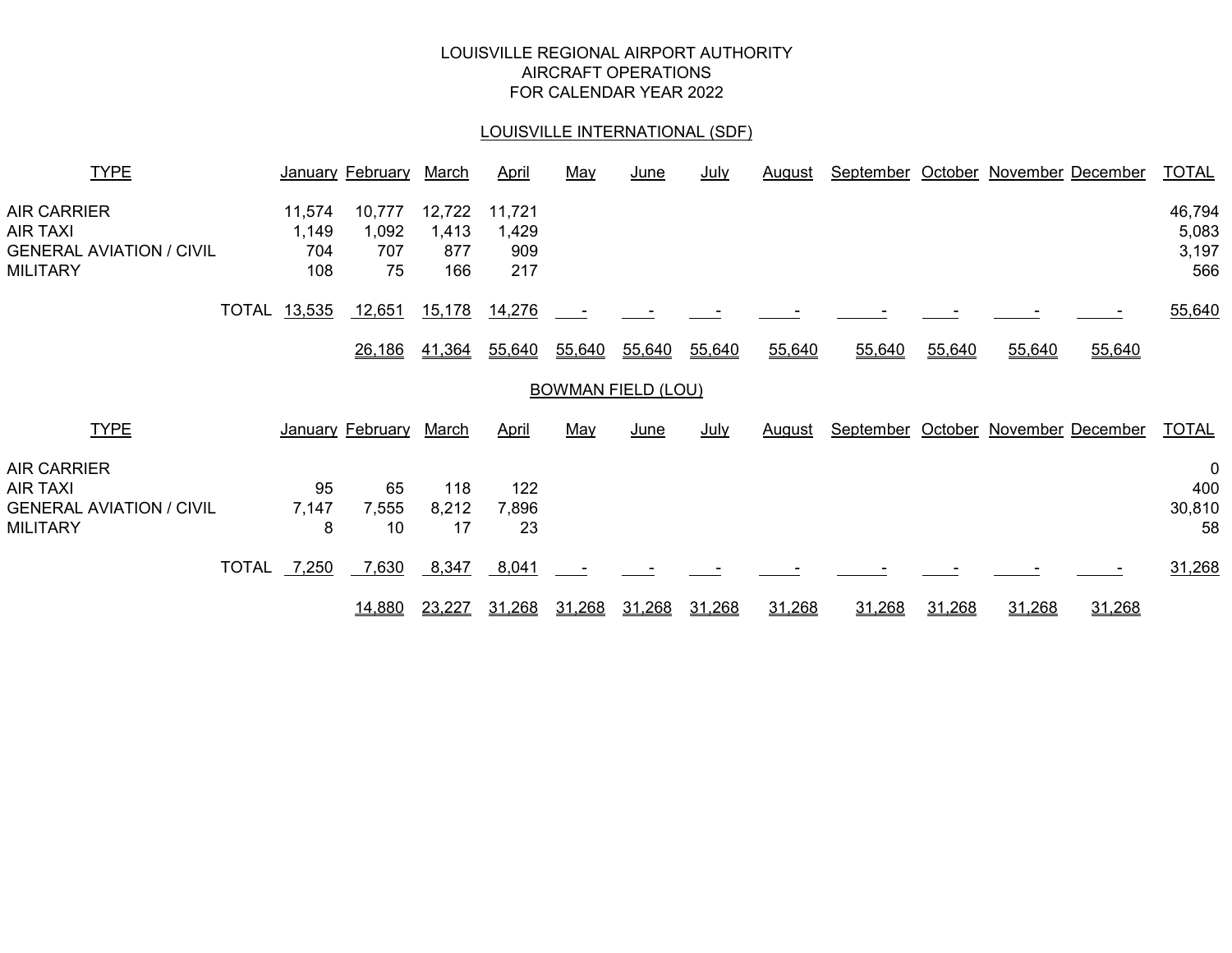LOUISVILLE REGIONAL AIRPORT AUTHORITY
AIRCRAFT OPERATIONS
FOR CALENDAR YEAR 2022

## LOUISVILLE INTERNATIONAL (SDF)

| TYPE | January | February | March | April | May | June | July | August | September | October | November | December | TOTAL |
|---|---|---|---|---|---|---|---|---|---|---|---|---|---|
| AIR CARRIER | 11,574 | 10,777 | 12,722 | 11,721 | | | | | | | | | 46,794 |
| AIR TAXI | 1,149 | 1,092 | 1,413 | 1,429 | | | | | | | | | 5,083 |
| GENERAL AVIATION / CIVIL | 704 | 707 | 877 | 909 | | | | | | | | | 3,197 |
| MILITARY | 108 | 75 | 166 | 217 | | | | | | | | | 566 |
| TOTAL | 13,535 | 12,651 | 15,178 | 14,276 | - | - | - | - | - | - | - | - | 55,640 |
| | | 26,186 | 41,364 | 55,640 | 55,640 | 55,640 | 55,640 | 55,640 | 55,640 | 55,640 | 55,640 | 55,640 | |

## BOWMAN FIELD (LOU)

| TYPE | January | February | March | April | May | June | July | August | September | October | November | December | TOTAL |
|---|---|---|---|---|---|---|---|---|---|---|---|---|---|
| AIR CARRIER | | | | | | | | | | | | | 0 |
| AIR TAXI | 95 | 65 | 118 | 122 | | | | | | | | | 400 |
| GENERAL AVIATION / CIVIL | 7,147 | 7,555 | 8,212 | 7,896 | | | | | | | | | 30,810 |
| MILITARY | 8 | 10 | 17 | 23 | | | | | | | | | 58 |
| TOTAL | 7,250 | 7,630 | 8,347 | 8,041 | - | - | - | - | - | - | - | - | 31,268 |
| | | 14,880 | 23,227 | 31,268 | 31,268 | 31,268 | 31,268 | 31,268 | 31,268 | 31,268 | 31,268 | 31,268 | |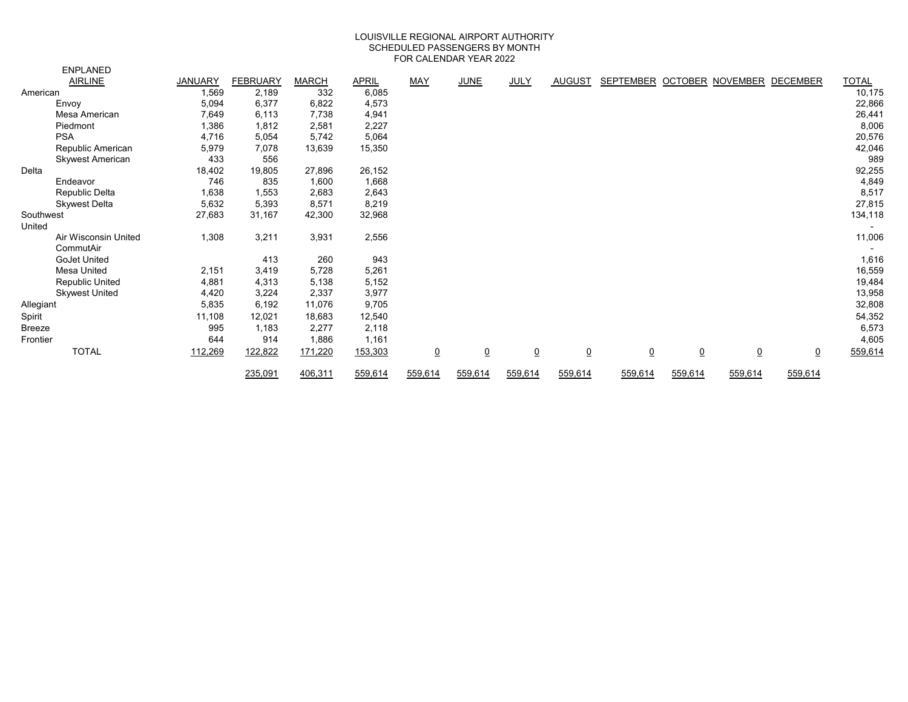LOUISVILLE REGIONAL AIRPORT AUTHORITY
SCHEDULED PASSENGERS BY MONTH
FOR CALENDAR YEAR 2022

| ENPLANED AIRLINE | JANUARY | FEBRUARY | MARCH | APRIL | MAY | JUNE | JULY | AUGUST | SEPTEMBER | OCTOBER | NOVEMBER | DECEMBER | TOTAL |
|---|---|---|---|---|---|---|---|---|---|---|---|---|---|
| American | 1,569 | 2,189 | 332 | 6,085 | | | | | | | | | 10,175 |
| Envoy | 5,094 | 6,377 | 6,822 | 4,573 | | | | | | | | | 22,866 |
| Mesa American | 7,649 | 6,113 | 7,738 | 4,941 | | | | | | | | | 26,441 |
| Piedmont | 1,386 | 1,812 | 2,581 | 2,227 | | | | | | | | | 8,006 |
| PSA | 4,716 | 5,054 | 5,742 | 5,064 | | | | | | | | | 20,576 |
| Republic American | 5,979 | 7,078 | 13,639 | 15,350 | | | | | | | | | 42,046 |
| Skywest American | 433 | 556 | | | | | | | | | | | 989 |
| Delta | 18,402 | 19,805 | 27,896 | 26,152 | | | | | | | | | 92,255 |
| Endeavor | 746 | 835 | 1,600 | 1,668 | | | | | | | | | 4,849 |
| Republic Delta | 1,638 | 1,553 | 2,683 | 2,643 | | | | | | | | | 8,517 |
| Skywest Delta | 5,632 | 5,393 | 8,571 | 8,219 | | | | | | | | | 27,815 |
| Southwest | 27,683 | 31,167 | 42,300 | 32,968 | | | | | | | | | 134,118 |
| United | | | | | | | | | | | | | - |
| Air Wisconsin United | 1,308 | 3,211 | 3,931 | 2,556 | | | | | | | | | 11,006 |
| CommutAir | | | | | | | | | | | | | - |
| GoJet United | | 413 | 260 | 943 | | | | | | | | | 1,616 |
| Mesa United | 2,151 | 3,419 | 5,728 | 5,261 | | | | | | | | | 16,559 |
| Republic United | 4,881 | 4,313 | 5,138 | 5,152 | | | | | | | | | 19,484 |
| Skywest United | 4,420 | 3,224 | 2,337 | 3,977 | | | | | | | | | 13,958 |
| Allegiant | 5,835 | 6,192 | 11,076 | 9,705 | | | | | | | | | 32,808 |
| Spirit | 11,108 | 12,021 | 18,683 | 12,540 | | | | | | | | | 54,352 |
| Breeze | 995 | 1,183 | 2,277 | 2,118 | | | | | | | | | 6,573 |
| Frontier | 644 | 914 | 1,886 | 1,161 | | | | | | | | | 4,605 |
| TOTAL | 112,269 | 122,822 | 171,220 | 153,303 | 0 | 0 | 0 | 0 | 0 | 0 | 0 | 0 | 559,614 |
| | | 235,091 | 406,311 | 559,614 | 559,614 | 559,614 | 559,614 | 559,614 | 559,614 | 559,614 | 559,614 | 559,614 | |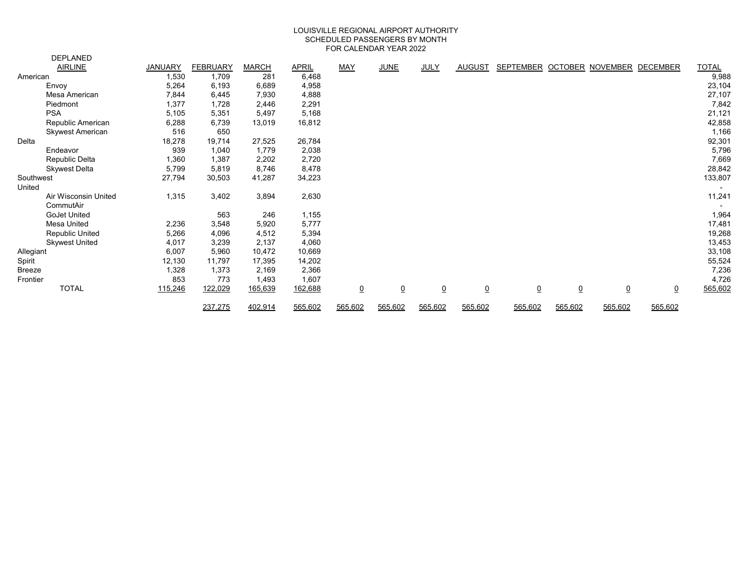# LOUISVILLE REGIONAL AIRPORT AUTHORITY
## SCHEDULED PASSENGERS BY MONTH
## FOR CALENDAR YEAR 2022

DEPLANED

| AIRLINE | JANUARY | FEBRUARY | MARCH | APRIL | MAY | JUNE | JULY | AUGUST | SEPTEMBER | OCTOBER | NOVEMBER | DECEMBER | TOTAL |
|---|---|---|---|---|---|---|---|---|---|---|---|---|---|
| American | 1,530 | 1,709 | 281 | 6,468 | | | | | | | | | 9,988 |
| Envoy | 5,264 | 6,193 | 6,689 | 4,958 | | | | | | | | | 23,104 |
| Mesa American | 7,844 | 6,445 | 7,930 | 4,888 | | | | | | | | | 27,107 |
| Piedmont | 1,377 | 1,728 | 2,446 | 2,291 | | | | | | | | | 7,842 |
| PSA | 5,105 | 5,351 | 5,497 | 5,168 | | | | | | | | | 21,121 |
| Republic American | 6,288 | 6,739 | 13,019 | 16,812 | | | | | | | | | 42,858 |
| Skywest American | 516 | 650 | | | | | | | | | | | 1,166 |
| Delta | 18,278 | 19,714 | 27,525 | 26,784 | | | | | | | | | 92,301 |
| Endeavor | 939 | 1,040 | 1,779 | 2,038 | | | | | | | | | 5,796 |
| Republic Delta | 1,360 | 1,387 | 2,202 | 2,720 | | | | | | | | | 7,669 |
| Skywest Delta | 5,799 | 5,819 | 8,746 | 8,478 | | | | | | | | | 28,842 |
| Southwest | 27,794 | 30,503 | 41,287 | 34,223 | | | | | | | | | 133,807 |
| United | | | | | | | | | | | | | - |
| Air Wisconsin United | 1,315 | 3,402 | 3,894 | 2,630 | | | | | | | | | 11,241 |
| CommutAir | | | | | | | | | | | | | - |
| GoJet United | | 563 | 246 | 1,155 | | | | | | | | | 1,964 |
| Mesa United | 2,236 | 3,548 | 5,920 | 5,777 | | | | | | | | | 17,481 |
| Republic United | 5,266 | 4,096 | 4,512 | 5,394 | | | | | | | | | 19,268 |
| Skywest United | 4,017 | 3,239 | 2,137 | 4,060 | | | | | | | | | 13,453 |
| Allegiant | 6,007 | 5,960 | 10,472 | 10,669 | | | | | | | | | 33,108 |
| Spirit | 12,130 | 11,797 | 17,395 | 14,202 | | | | | | | | | 55,524 |
| Breeze | 1,328 | 1,373 | 2,169 | 2,366 | | | | | | | | | 7,236 |
| Frontier | 853 | 773 | 1,493 | 1,607 | | | | | | | | | 4,726 |
| TOTAL | 115,246 | 122,029 | 165,639 | 162,688 | 0 | 0 | 0 | 0 | 0 | 0 | 0 | 0 | 565,602 |
| | | 237,275 | 402,914 | 565,602 | 565,602 | 565,602 | 565,602 | 565,602 | 565,602 | 565,602 | 565,602 | 565,602 | |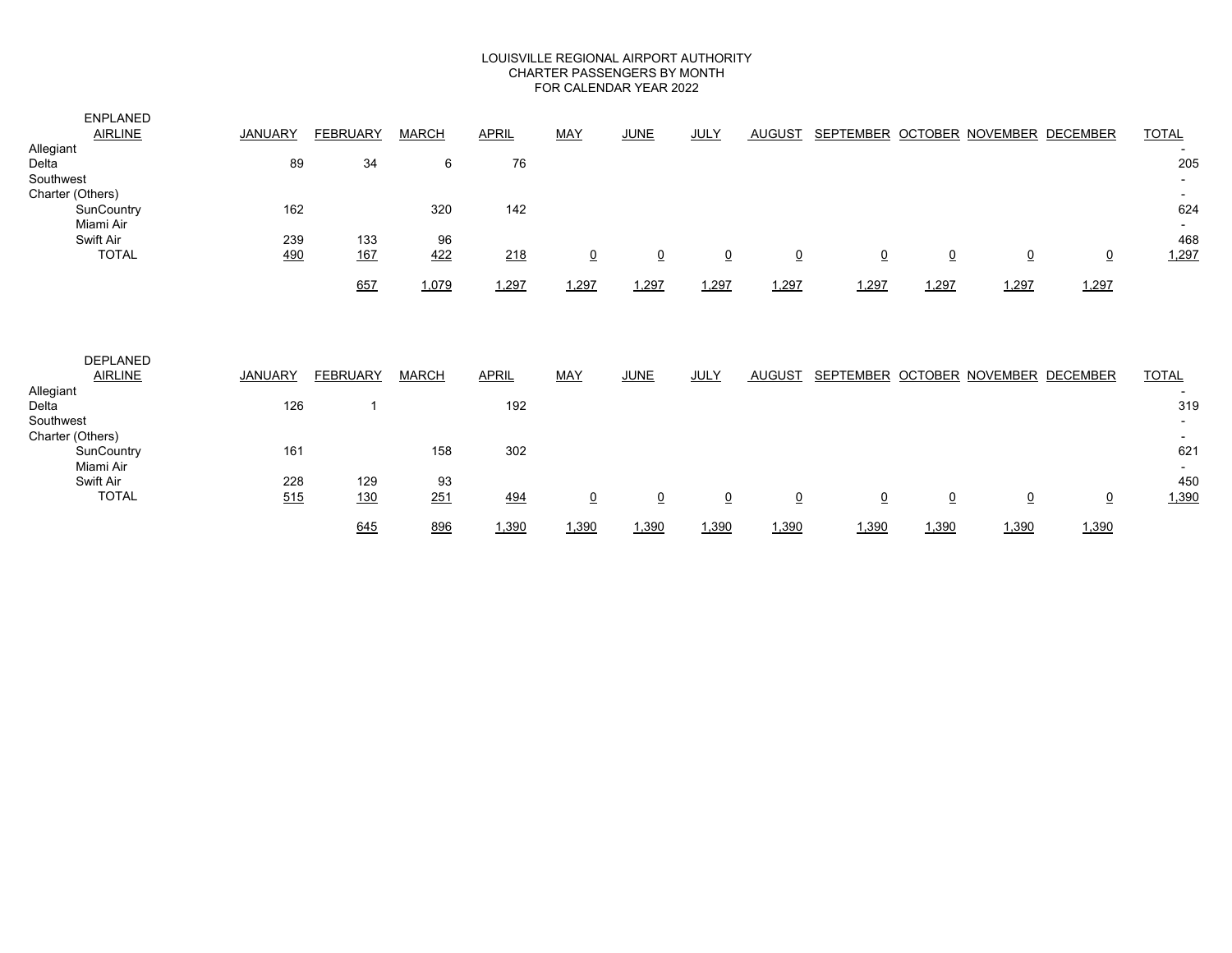# LOUISVILLE REGIONAL AIRPORT AUTHORITY
## CHARTER PASSENGERS BY MONTH
## FOR CALENDAR YEAR 2022

| ENPLANED AIRLINE | JANUARY | FEBRUARY | MARCH | APRIL | MAY | JUNE | JULY | AUGUST | SEPTEMBER | OCTOBER | NOVEMBER | DECEMBER | TOTAL |
|---|---|---|---|---|---|---|---|---|---|---|---|---|---|
| Allegiant | | | | | | | | | | | | | - |
| Delta | 89 | 34 | 6 | 76 | | | | | | | | | 205 |
| Southwest | | | | | | | | | | | | | - |
| Charter (Others) | | | | | | | | | | | | | - |
| SunCountry | 162 | | 320 | 142 | | | | | | | | | 624 |
| Miami Air | | | | | | | | | | | | | - |
| Swift Air | 239 | 133 | 96 | | | | | | | | | | 468 |
| TOTAL | 490 | 167 | 422 | 218 | 0 | 0 | 0 | 0 | 0 | 0 | 0 | 0 | 1,297 |
| | | 657 | 1,079 | 1,297 | 1,297 | 1,297 | 1,297 | 1,297 | 1,297 | 1,297 | 1,297 | 1,297 | |

| DEPLANED AIRLINE | JANUARY | FEBRUARY | MARCH | APRIL | MAY | JUNE | JULY | AUGUST | SEPTEMBER | OCTOBER | NOVEMBER | DECEMBER | TOTAL |
|---|---|---|---|---|---|---|---|---|---|---|---|---|---|
| Allegiant | | | | | | | | | | | | | - |
| Delta | 126 | 1 | | 192 | | | | | | | | | 319 |
| Southwest | | | | | | | | | | | | | - |
| Charter (Others) | | | | | | | | | | | | | - |
| SunCountry | 161 | | 158 | 302 | | | | | | | | | 621 |
| Miami Air | | | | | | | | | | | | | - |
| Swift Air | 228 | 129 | 93 | | | | | | | | | | 450 |
| TOTAL | 515 | 130 | 251 | 494 | 0 | 0 | 0 | 0 | 0 | 0 | 0 | 0 | 1,390 |
| | | 645 | 896 | 1,390 | 1,390 | 1,390 | 1,390 | 1,390 | 1,390 | 1,390 | 1,390 | 1,390 | |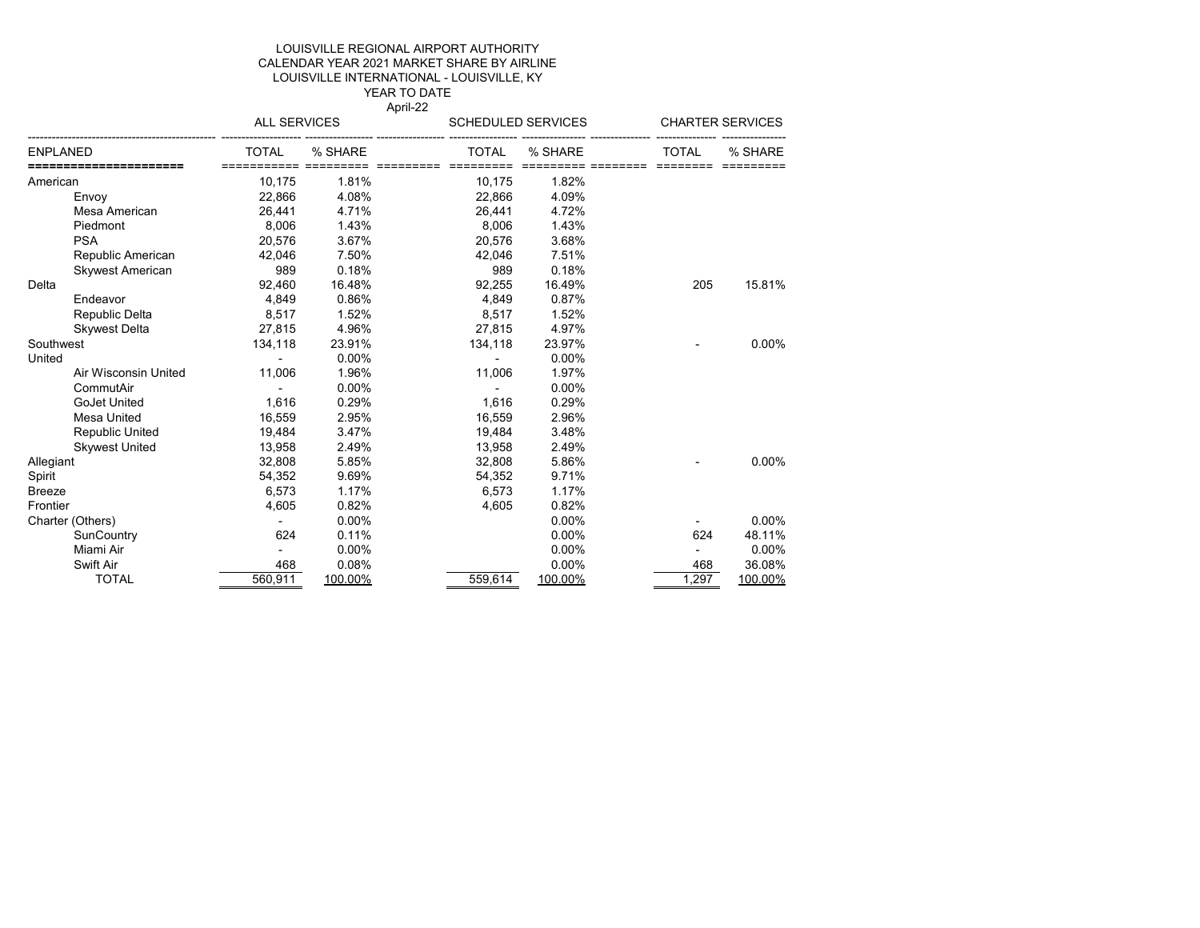LOUISVILLE REGIONAL AIRPORT AUTHORITY
CALENDAR YEAR 2021 MARKET SHARE BY AIRLINE
LOUISVILLE INTERNATIONAL - LOUISVILLE, KY
YEAR TO DATE
April-22

| | ALL SERVICES | | SCHEDULED SERVICES | | CHARTER SERVICES | |
|---|---|---|---|---|---|---|
| ENPLANED | TOTAL | % SHARE | TOTAL | % SHARE | TOTAL | % SHARE |
| American | 10,175 | 1.81% | 10,175 | 1.82% | | |
| Envoy | 22,866 | 4.08% | 22,866 | 4.09% | | |
| Mesa American | 26,441 | 4.71% | 26,441 | 4.72% | | |
| Piedmont | 8,006 | 1.43% | 8,006 | 1.43% | | |
| PSA | 20,576 | 3.67% | 20,576 | 3.68% | | |
| Republic American | 42,046 | 7.50% | 42,046 | 7.51% | | |
| Skywest American | 989 | 0.18% | 989 | 0.18% | | |
| Delta | 92,460 | 16.48% | 92,255 | 16.49% | 205 | 15.81% |
| Endeavor | 4,849 | 0.86% | 4,849 | 0.87% | | |
| Republic Delta | 8,517 | 1.52% | 8,517 | 1.52% | | |
| Skywest Delta | 27,815 | 4.96% | 27,815 | 4.97% | | |
| Southwest | 134,118 | 23.91% | 134,118 | 23.97% | - | 0.00% |
| United | - | 0.00% | - | 0.00% | | |
| Air Wisconsin United | 11,006 | 1.96% | 11,006 | 1.97% | | |
| CommutAir | - | 0.00% | - | 0.00% | | |
| GoJet United | 1,616 | 0.29% | 1,616 | 0.29% | | |
| Mesa United | 16,559 | 2.95% | 16,559 | 2.96% | | |
| Republic United | 19,484 | 3.47% | 19,484 | 3.48% | | |
| Skywest United | 13,958 | 2.49% | 13,958 | 2.49% | | |
| Allegiant | 32,808 | 5.85% | 32,808 | 5.86% | - | 0.00% |
| Spirit | 54,352 | 9.69% | 54,352 | 9.71% | | |
| Breeze | 6,573 | 1.17% | 6,573 | 1.17% | | |
| Frontier | 4,605 | 0.82% | 4,605 | 0.82% | | |
| Charter (Others) | - | 0.00% | | 0.00% | - | 0.00% |
| SunCountry | 624 | 0.11% | | 0.00% | 624 | 48.11% |
| Miami Air | - | 0.00% | | 0.00% | - | 0.00% |
| Swift Air | 468 | 0.08% | | 0.00% | 468 | 36.08% |
| TOTAL | 560,911 | 100.00% | 559,614 | 100.00% | 1,297 | 100.00% |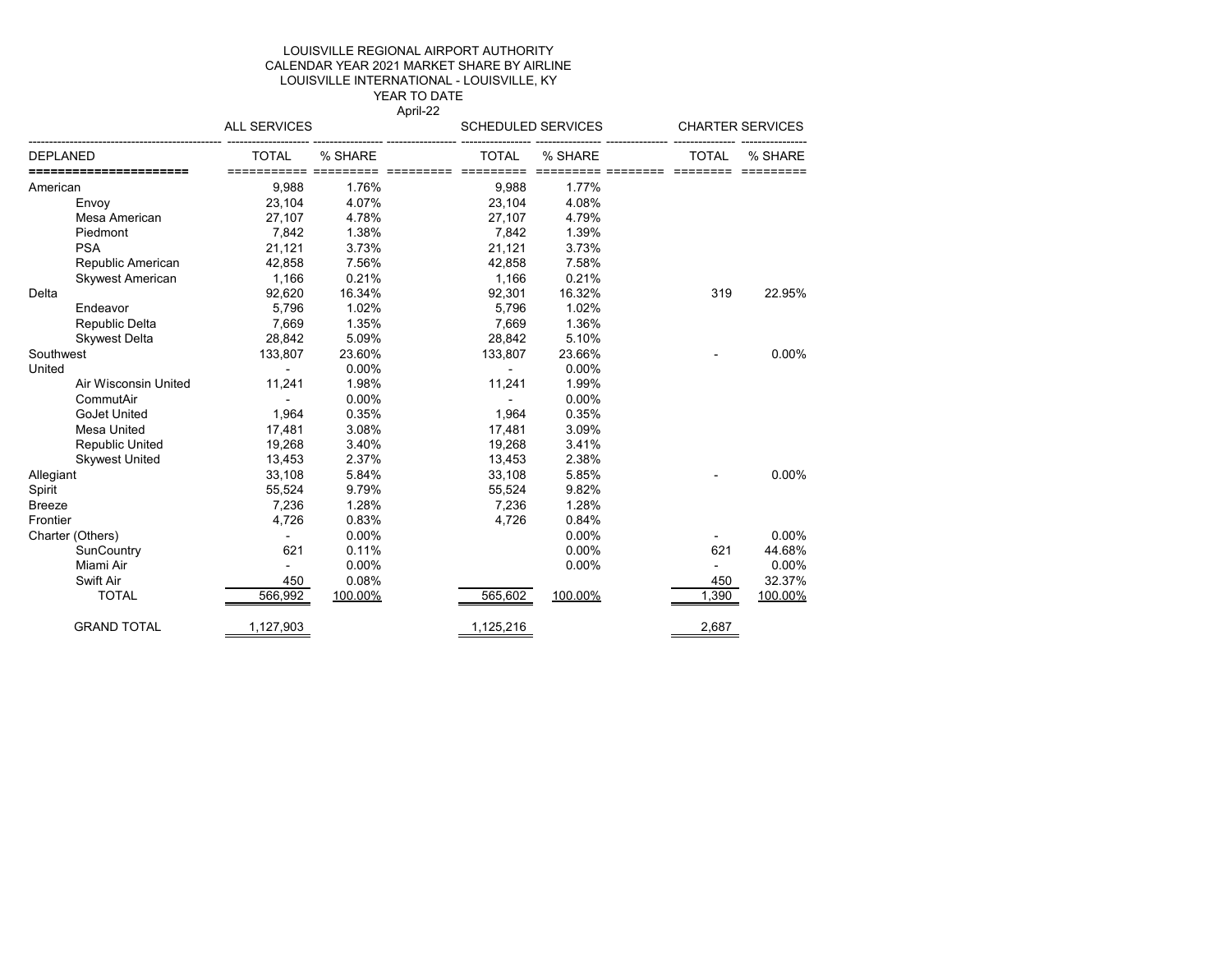LOUISVILLE REGIONAL AIRPORT AUTHORITY
CALENDAR YEAR 2021 MARKET SHARE BY AIRLINE
LOUISVILLE INTERNATIONAL - LOUISVILLE, KY
YEAR TO DATE
April-22

| DEPLANED | ALL SERVICES TOTAL | ALL SERVICES % SHARE | SCHEDULED SERVICES TOTAL | SCHEDULED SERVICES % SHARE | CHARTER SERVICES TOTAL | CHARTER SERVICES % SHARE |
|---|---|---|---|---|---|---|
| American | 9,988 | 1.76% | 9,988 | 1.77% | | |
| Envoy | 23,104 | 4.07% | 23,104 | 4.08% | | |
| Mesa American | 27,107 | 4.78% | 27,107 | 4.79% | | |
| Piedmont | 7,842 | 1.38% | 7,842 | 1.39% | | |
| PSA | 21,121 | 3.73% | 21,121 | 3.73% | | |
| Republic American | 42,858 | 7.56% | 42,858 | 7.58% | | |
| Skywest American | 1,166 | 0.21% | 1,166 | 0.21% | | |
| Delta | 92,620 | 16.34% | 92,301 | 16.32% | 319 | 22.95% |
| Endeavor | 5,796 | 1.02% | 5,796 | 1.02% | | |
| Republic Delta | 7,669 | 1.35% | 7,669 | 1.36% | | |
| Skywest Delta | 28,842 | 5.09% | 28,842 | 5.10% | | |
| Southwest | 133,807 | 23.60% | 133,807 | 23.66% | - | 0.00% |
| United | - | 0.00% | - | 0.00% | | |
| Air Wisconsin United | 11,241 | 1.98% | 11,241 | 1.99% | | |
| CommutAir | - | 0.00% | - | 0.00% | | |
| GoJet United | 1,964 | 0.35% | 1,964 | 0.35% | | |
| Mesa United | 17,481 | 3.08% | 17,481 | 3.09% | | |
| Republic United | 19,268 | 3.40% | 19,268 | 3.41% | | |
| Skywest United | 13,453 | 2.37% | 13,453 | 2.38% | | |
| Allegiant | 33,108 | 5.84% | 33,108 | 5.85% | - | 0.00% |
| Spirit | 55,524 | 9.79% | 55,524 | 9.82% | | |
| Breeze | 7,236 | 1.28% | 7,236 | 1.28% | | |
| Frontier | 4,726 | 0.83% | 4,726 | 0.84% | | |
| Charter (Others) | - | 0.00% | | 0.00% | - | 0.00% |
| SunCountry | 621 | 0.11% | | 0.00% | 621 | 44.68% |
| Miami Air | - | 0.00% | | 0.00% | - | 0.00% |
| Swift Air | 450 | 0.08% | | | 450 | 32.37% |
| TOTAL | 566,992 | 100.00% | 565,602 | 100.00% | 1,390 | 100.00% |
| GRAND TOTAL | 1,127,903 | | 1,125,216 | | 2,687 | |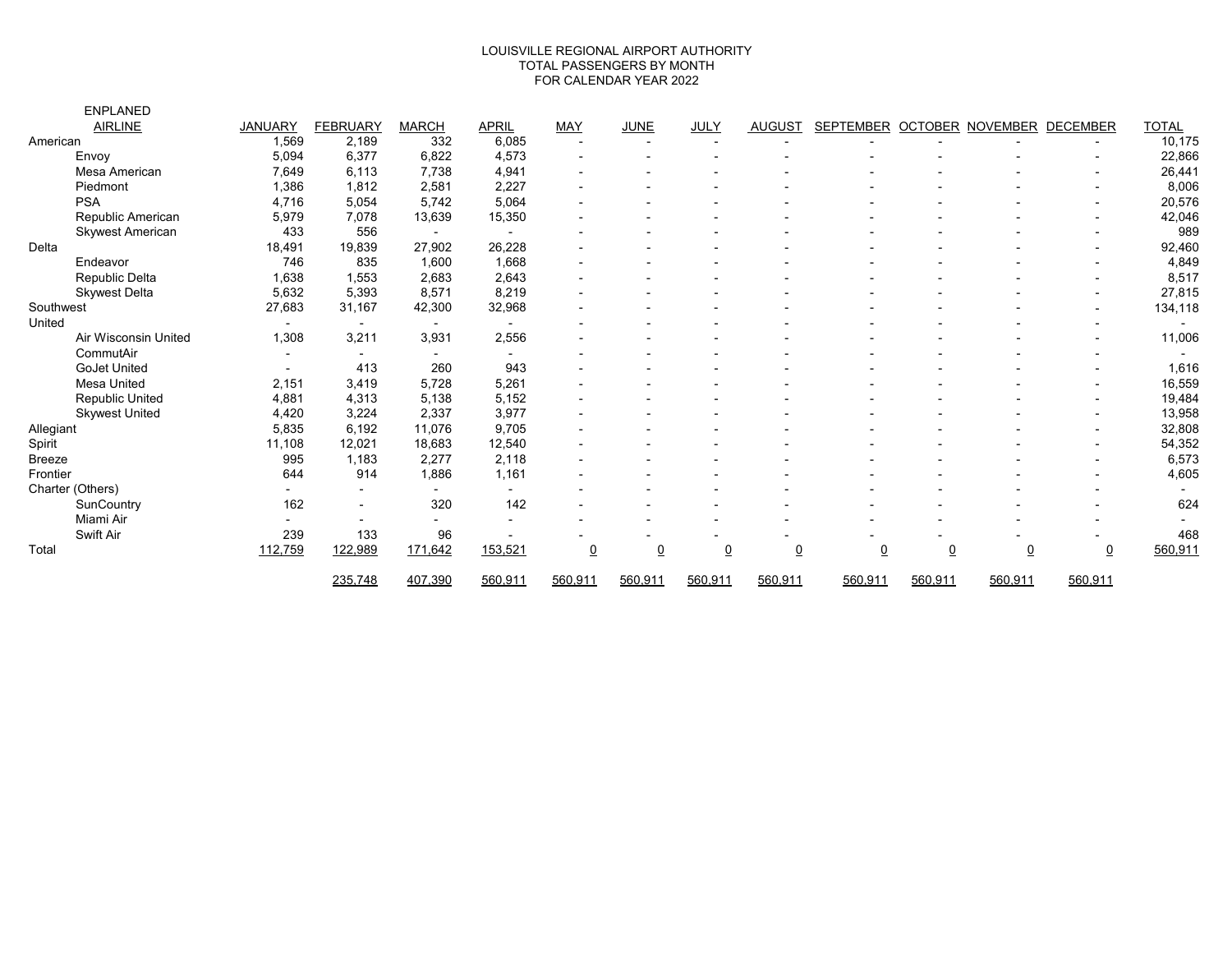LOUISVILLE REGIONAL AIRPORT AUTHORITY
TOTAL PASSENGERS BY MONTH
FOR CALENDAR YEAR 2022

| ENPLANED AIRLINE | JANUARY | FEBRUARY | MARCH | APRIL | MAY | JUNE | JULY | AUGUST | SEPTEMBER | OCTOBER | NOVEMBER | DECEMBER | TOTAL |
|---|---|---|---|---|---|---|---|---|---|---|---|---|---|
| American | 1,569 | 2,189 | 332 | 6,085 | - | - | - | - | - | - | - | - | 10,175 |
| Envoy | 5,094 | 6,377 | 6,822 | 4,573 | - | - | - | - | - | - | - | - | 22,866 |
| Mesa American | 7,649 | 6,113 | 7,738 | 4,941 | - | - | - | - | - | - | - | - | 26,441 |
| Piedmont | 1,386 | 1,812 | 2,581 | 2,227 | - | - | - | - | - | - | - | - | 8,006 |
| PSA | 4,716 | 5,054 | 5,742 | 5,064 | - | - | - | - | - | - | - | - | 20,576 |
| Republic American | 5,979 | 7,078 | 13,639 | 15,350 | - | - | - | - | - | - | - | - | 42,046 |
| Skywest American | 433 | 556 | - | - | - | - | - | - | - | - | - | - | 989 |
| Delta | 18,491 | 19,839 | 27,902 | 26,228 | - | - | - | - | - | - | - | - | 92,460 |
| Endeavor | 746 | 835 | 1,600 | 1,668 | - | - | - | - | - | - | - | - | 4,849 |
| Republic Delta | 1,638 | 1,553 | 2,683 | 2,643 | - | - | - | - | - | - | - | - | 8,517 |
| Skywest Delta | 5,632 | 5,393 | 8,571 | 8,219 | - | - | - | - | - | - | - | - | 27,815 |
| Southwest | 27,683 | 31,167 | 42,300 | 32,968 | - | - | - | - | - | - | - | - | 134,118 |
| United | - | - | - | - | - | - | - | - | - | - | - | - | - |
| Air Wisconsin United | 1,308 | 3,211 | 3,931 | 2,556 | - | - | - | - | - | - | - | - | 11,006 |
| CommutAir | - | - | - | - | - | - | - | - | - | - | - | - | - |
| GoJet United | - | 413 | 260 | 943 | - | - | - | - | - | - | - | - | 1,616 |
| Mesa United | 2,151 | 3,419 | 5,728 | 5,261 | - | - | - | - | - | - | - | - | 16,559 |
| Republic United | 4,881 | 4,313 | 5,138 | 5,152 | - | - | - | - | - | - | - | - | 19,484 |
| Skywest United | 4,420 | 3,224 | 2,337 | 3,977 | - | - | - | - | - | - | - | - | 13,958 |
| Allegiant | 5,835 | 6,192 | 11,076 | 9,705 | - | - | - | - | - | - | - | - | 32,808 |
| Spirit | 11,108 | 12,021 | 18,683 | 12,540 | - | - | - | - | - | - | - | - | 54,352 |
| Breeze | 995 | 1,183 | 2,277 | 2,118 | - | - | - | - | - | - | - | - | 6,573 |
| Frontier | 644 | 914 | 1,886 | 1,161 | - | - | - | - | - | - | - | - | 4,605 |
| Charter (Others) | - | - | - | - | - | - | - | - | - | - | - | - | - |
| SunCountry | 162 | - | 320 | 142 | - | - | - | - | - | - | - | - | 624 |
| Miami Air | - | - | - | - | - | - | - | - | - | - | - | - | - |
| Swift Air | 239 | 133 | 96 | - | - | - | - | - | - | - | - | - | 468 |
| Total | 112,759 | 122,989 | 171,642 | 153,521 | 0 | 0 | 0 | 0 | 0 | 0 | 0 | 0 | 560,911 |
| | | 235,748 | 407,390 | 560,911 | 560,911 | 560,911 | 560,911 | 560,911 | 560,911 | 560,911 | 560,911 | 560,911 | |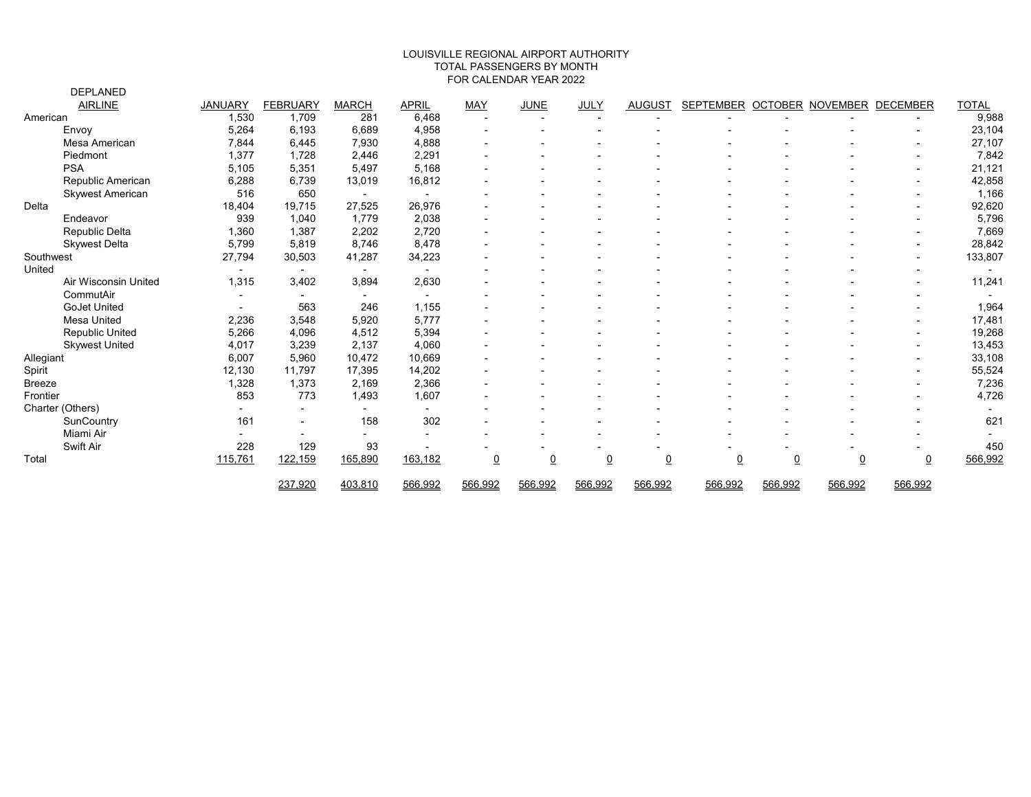LOUISVILLE REGIONAL AIRPORT AUTHORITY
TOTAL PASSENGERS BY MONTH
FOR CALENDAR YEAR 2022

| DEPLANED AIRLINE | JANUARY | FEBRUARY | MARCH | APRIL | MAY | JUNE | JULY | AUGUST | SEPTEMBER | OCTOBER | NOVEMBER | DECEMBER | TOTAL |
|---|---|---|---|---|---|---|---|---|---|---|---|---|---|
| American | 1,530 | 1,709 | 281 | 6,468 | - | - | - | - | - | - | - | - | 9,988 |
| Envoy | 5,264 | 6,193 | 6,689 | 4,958 | - | - | - | - | - | - | - | - | 23,104 |
| Mesa American | 7,844 | 6,445 | 7,930 | 4,888 | - | - | - | - | - | - | - | - | 27,107 |
| Piedmont | 1,377 | 1,728 | 2,446 | 2,291 | - | - | - | - | - | - | - | - | 7,842 |
| PSA | 5,105 | 5,351 | 5,497 | 5,168 | - | - | - | - | - | - | - | - | 21,121 |
| Republic American | 6,288 | 6,739 | 13,019 | 16,812 | - | - | - | - | - | - | - | - | 42,858 |
| Skywest American | 516 | 650 | - | - | - | - | - | - | - | - | - | - | 1,166 |
| Delta | 18,404 | 19,715 | 27,525 | 26,976 | - | - | - | - | - | - | - | - | 92,620 |
| Endeavor | 939 | 1,040 | 1,779 | 2,038 | - | - | - | - | - | - | - | - | 5,796 |
| Republic Delta | 1,360 | 1,387 | 2,202 | 2,720 | - | - | - | - | - | - | - | - | 7,669 |
| Skywest Delta | 5,799 | 5,819 | 8,746 | 8,478 | - | - | - | - | - | - | - | - | 28,842 |
| Southwest | 27,794 | 30,503 | 41,287 | 34,223 | - | - | - | - | - | - | - | - | 133,807 |
| United | - | - | - | - | - | - | - | - | - | - | - | - | - |
| Air Wisconsin United | 1,315 | 3,402 | 3,894 | 2,630 | - | - | - | - | - | - | - | - | 11,241 |
| CommutAir | - | - | - | - | - | - | - | - | - | - | - | - | - |
| GoJet United | - | 563 | 246 | 1,155 | - | - | - | - | - | - | - | - | 1,964 |
| Mesa United | 2,236 | 3,548 | 5,920 | 5,777 | - | - | - | - | - | - | - | - | 17,481 |
| Republic United | 5,266 | 4,096 | 4,512 | 5,394 | - | - | - | - | - | - | - | - | 19,268 |
| Skywest United | 4,017 | 3,239 | 2,137 | 4,060 | - | - | - | - | - | - | - | - | 13,453 |
| Allegiant | 6,007 | 5,960 | 10,472 | 10,669 | - | - | - | - | - | - | - | - | 33,108 |
| Spirit | 12,130 | 11,797 | 17,395 | 14,202 | - | - | - | - | - | - | - | - | 55,524 |
| Breeze | 1,328 | 1,373 | 2,169 | 2,366 | - | - | - | - | - | - | - | - | 7,236 |
| Frontier | 853 | 773 | 1,493 | 1,607 | - | - | - | - | - | - | - | - | 4,726 |
| Charter (Others) | - | - | - | - | - | - | - | - | - | - | - | - | - |
| SunCountry | 161 | - | 158 | 302 | - | - | - | - | - | - | - | - | 621 |
| Miami Air | - | - | - | - | - | - | - | - | - | - | - | - | - |
| Swift Air | 228 | 129 | 93 | - | - | - | - | - | - | - | - | - | 450 |
| Total | 115,761 | 122,159 | 165,890 | 163,182 | 0 | 0 | 0 | 0 | 0 | 0 | 0 | 0 | 566,992 |
| | | 237,920 | 403,810 | 566,992 | 566,992 | 566,992 | 566,992 | 566,992 | 566,992 | 566,992 | 566,992 | 566,992 | |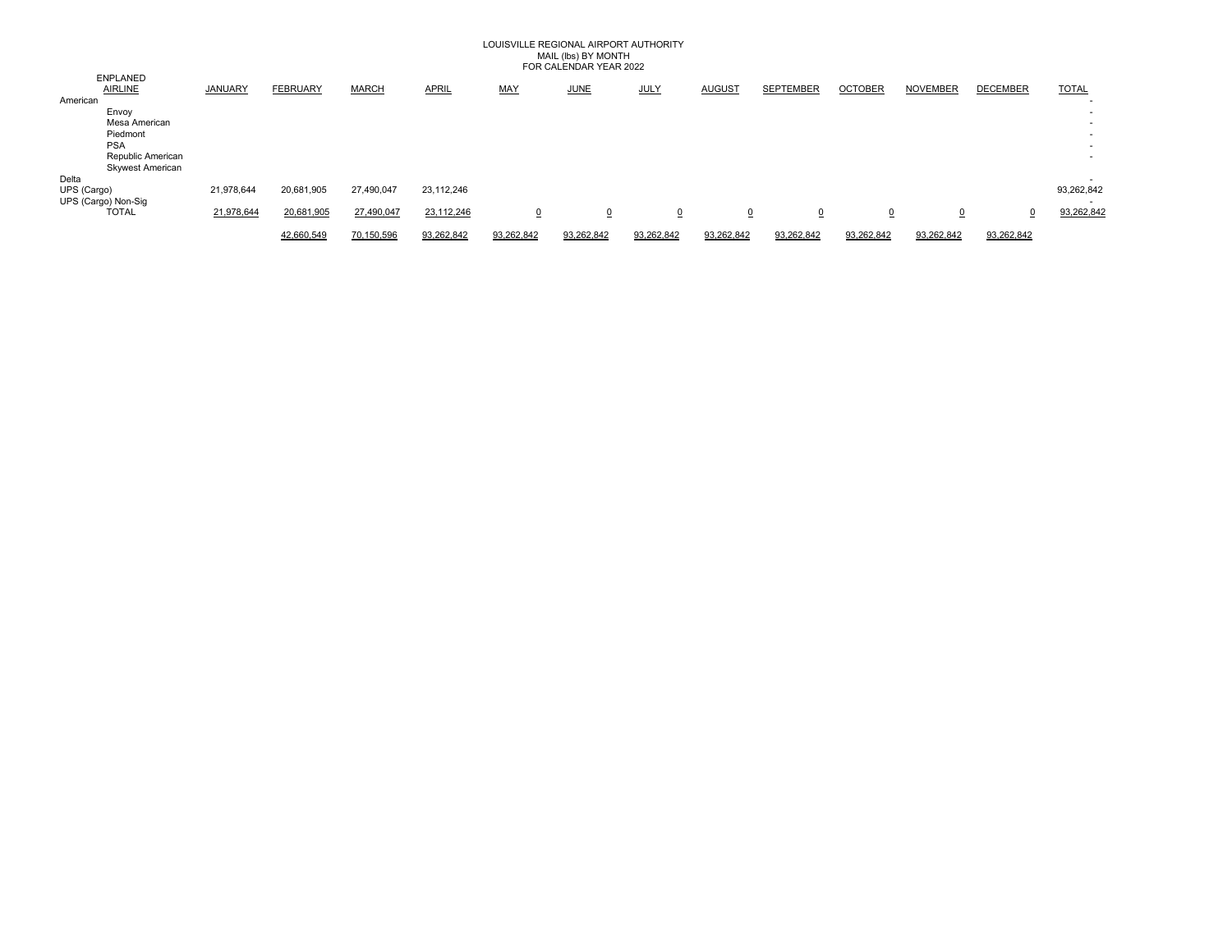LOUISVILLE REGIONAL AIRPORT AUTHORITY
MAIL (lbs) BY MONTH
FOR CALENDAR YEAR 2022

| ENPLANED AIRLINE | JANUARY | FEBRUARY | MARCH | APRIL | MAY | JUNE | JULY | AUGUST | SEPTEMBER | OCTOBER | NOVEMBER | DECEMBER | TOTAL |
|---|---|---|---|---|---|---|---|---|---|---|---|---|---|
| American | | | | | | | | | | | | | - |
| Envoy | | | | | | | | | | | | | - |
| Mesa American | | | | | | | | | | | | | - |
| Piedmont | | | | | | | | | | | | | - |
| PSA | | | | | | | | | | | | | - |
| Republic American | | | | | | | | | | | | | - |
| Skywest American | | | | | | | | | | | | | |
| Delta | | | | | | | | | | | | | - |
| UPS (Cargo) | 21,978,644 | 20,681,905 | 27,490,047 | 23,112,246 | | | | | | | | | 93,262,842 |
| UPS (Cargo) Non-Sig | | | | | | | | | | | | | - |
| TOTAL | 21,978,644 | 20,681,905 | 27,490,047 | 23,112,246 | 0 | 0 | 0 | 0 | 0 | 0 | 0 | 0 | 93,262,842 |
| | | 42,660,549 | 70,150,596 | 93,262,842 | 93,262,842 | 93,262,842 | 93,262,842 | 93,262,842 | 93,262,842 | 93,262,842 | 93,262,842 | 93,262,842 | |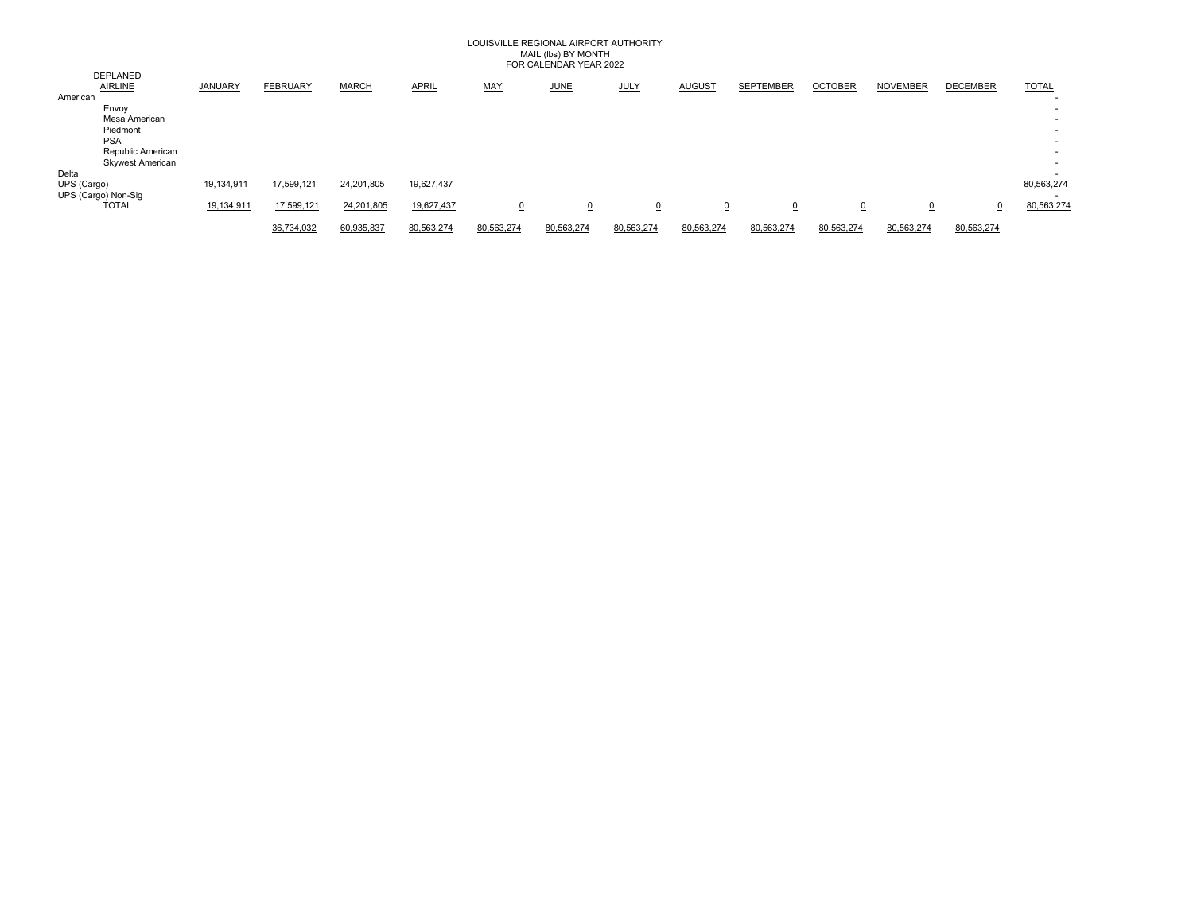LOUISVILLE REGIONAL AIRPORT AUTHORITY
MAIL (lbs) BY MONTH
FOR CALENDAR YEAR 2022

| DEPLANED AIRLINE | JANUARY | FEBRUARY | MARCH | APRIL | MAY | JUNE | JULY | AUGUST | SEPTEMBER | OCTOBER | NOVEMBER | DECEMBER | TOTAL |
|---|---|---|---|---|---|---|---|---|---|---|---|---|---|
| American | | | | | | | | | | | | | - |
| Envoy | | | | | | | | | | | | | - |
| Mesa American | | | | | | | | | | | | | - |
| Piedmont | | | | | | | | | | | | | - |
| PSA | | | | | | | | | | | | | - |
| Republic American | | | | | | | | | | | | | - |
| Skywest American | | | | | | | | | | | | | - |
| Delta | | | | | | | | | | | | | - |
| UPS (Cargo) | 19,134,911 | 17,599,121 | 24,201,805 | 19,627,437 | | | | | | | | | 80,563,274 |
| UPS (Cargo) Non-Sig | | | | | | | | | | | | | - |
| TOTAL | 19,134,911 | 17,599,121 | 24,201,805 | 19,627,437 | 0 | 0 | 0 | 0 | 0 | 0 | 0 | 0 | 80,563,274 |
| | | 36,734,032 | 60,935,837 | 80,563,274 | 80,563,274 | 80,563,274 | 80,563,274 | 80,563,274 | 80,563,274 | 80,563,274 | 80,563,274 | 80,563,274 | |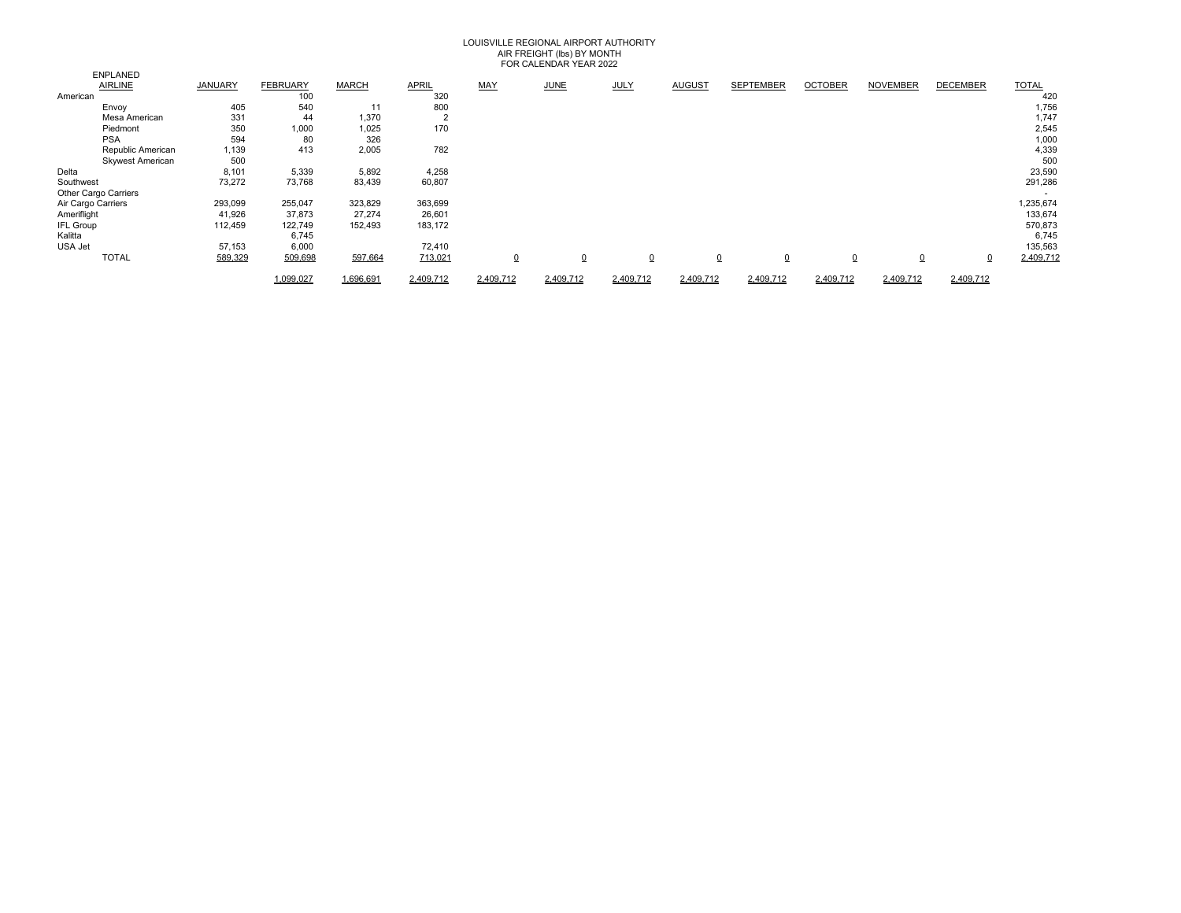LOUISVILLE REGIONAL AIRPORT AUTHORITY
AIR FREIGHT (lbs) BY MONTH
FOR CALENDAR YEAR 2022

ENPLANED

| AIRLINE | JANUARY | FEBRUARY | MARCH | APRIL | MAY | JUNE | JULY | AUGUST | SEPTEMBER | OCTOBER | NOVEMBER | DECEMBER | TOTAL |
|---|---|---|---|---|---|---|---|---|---|---|---|---|---|
| American | | 100 | | 320 | | | | | | | | | 420 |
| Envoy | 405 | 540 | 11 | 800 | | | | | | | | | 1,756 |
| Mesa American | 331 | 44 | 1,370 | 2 | | | | | | | | | 1,747 |
| Piedmont | 350 | 1,000 | 1,025 | 170 | | | | | | | | | 2,545 |
| PSA | 594 | 80 | 326 | | | | | | | | | | 1,000 |
| Republic American | 1,139 | 413 | 2,005 | 782 | | | | | | | | | 4,339 |
| Skywest American | 500 | | | | | | | | | | | | 500 |
| Delta | 8,101 | 5,339 | 5,892 | 4,258 | | | | | | | | | 23,590 |
| Southwest | 73,272 | 73,768 | 83,439 | 60,807 | | | | | | | | | 291,286 |
| Other Cargo Carriers | | | | | | | | | | | | | - |
| Air Cargo Carriers | 293,099 | 255,047 | 323,829 | 363,699 | | | | | | | | | 1,235,674 |
| Ameriflight | 41,926 | 37,873 | 27,274 | 26,601 | | | | | | | | | 133,674 |
| IFL Group | 112,459 | 122,749 | 152,493 | 183,172 | | | | | | | | | 570,873 |
| Kalitta | | 6,745 | | | | | | | | | | | 6,745 |
| USA Jet | 57,153 | 6,000 | | 72,410 | | | | | | | | | 135,563 |
| TOTAL | 589,329 | 509,698 | 597,664 | 713,021 | 0 | 0 | 0 | 0 | 0 | 0 | 0 | 0 | 2,409,712 |
| | | 1,099,027 | 1,696,691 | 2,409,712 | 2,409,712 | 2,409,712 | 2,409,712 | 2,409,712 | 2,409,712 | 2,409,712 | 2,409,712 | 2,409,712 | |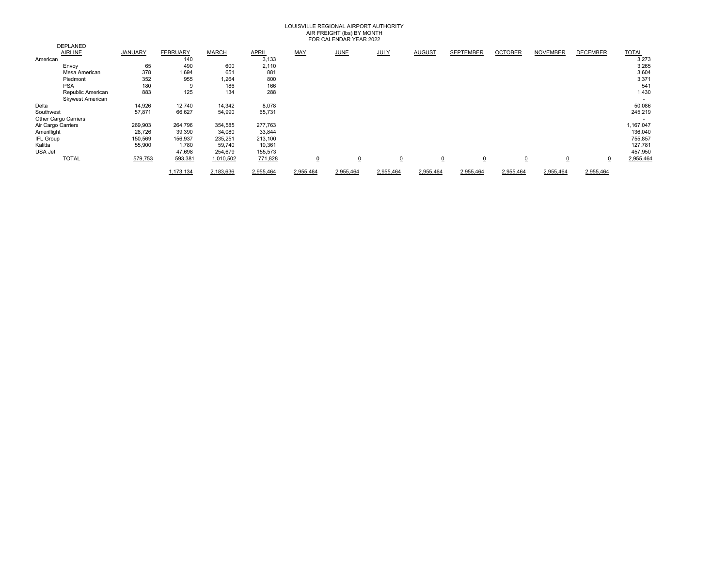# LOUISVILLE REGIONAL AIRPORT AUTHORITY
## AIR FREIGHT (lbs) BY MONTH
### FOR CALENDAR YEAR 2022

DEPLANED

| AIRLINE | JANUARY | FEBRUARY | MARCH | APRIL | MAY | JUNE | JULY | AUGUST | SEPTEMBER | OCTOBER | NOVEMBER | DECEMBER | TOTAL |
|---|---|---|---|---|---|---|---|---|---|---|---|---|---|
| American | | 140 | | 3,133 | | | | | | | | | 3,273 |
| Envoy | 65 | 490 | 600 | 2,110 | | | | | | | | | 3,265 |
| Mesa American | 378 | 1,694 | 651 | 881 | | | | | | | | | 3,604 |
| Piedmont | 352 | 955 | 1,264 | 800 | | | | | | | | | 3,371 |
| PSA | 180 | 9 | 186 | 166 | | | | | | | | | 541 |
| Republic American | 883 | 125 | 134 | 288 | | | | | | | | | 1,430 |
| Skywest American | | | | | | | | | | | | | - |
| Delta | 14,926 | 12,740 | 14,342 | 8,078 | | | | | | | | | 50,086 |
| Southwest | 57,871 | 66,627 | 54,990 | 65,731 | | | | | | | | | 245,219 |
| Other Cargo Carriers | | | | | | | | | | | | | - |
| Air Cargo Carriers | 269,903 | 264,796 | 354,585 | 277,763 | | | | | | | | | 1,167,047 |
| Ameriflight | 28,726 | 39,390 | 34,080 | 33,844 | | | | | | | | | 136,040 |
| IFL Group | 150,569 | 156,937 | 235,251 | 213,100 | | | | | | | | | 755,857 |
| Kalitta | 55,900 | 1,780 | 59,740 | 10,361 | | | | | | | | | 127,781 |
| USA Jet | | 47,698 | 254,679 | 155,573 | | | | | | | | | 457,950 |
| TOTAL | 579,753 | 593,381 | 1,010,502 | 771,828 | 0 | 0 | 0 | 0 | 0 | 0 | 0 | 0 | 2,955,464 |
| | | 1,173,134 | 2,183,636 | 2,955,464 | 2,955,464 | 2,955,464 | 2,955,464 | 2,955,464 | 2,955,464 | 2,955,464 | 2,955,464 | 2,955,464 | |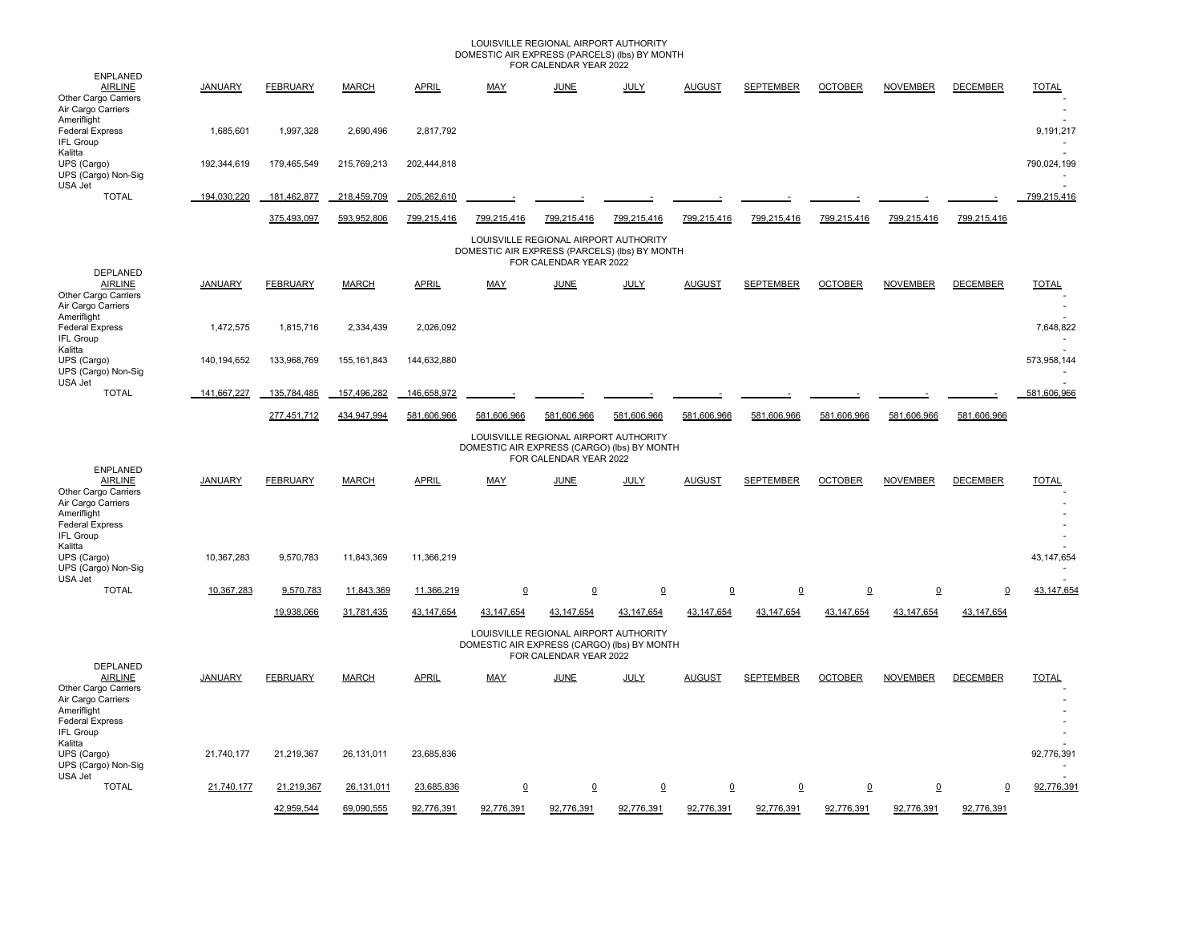## LOUISVILLE REGIONAL AIRPORT AUTHORITY
### DOMESTIC AIR EXPRESS (PARCELS) (lbs) BY MONTH
### FOR CALENDAR YEAR 2022

| ENPLANED AIRLINE | JANUARY | FEBRUARY | MARCH | APRIL | MAY | JUNE | JULY | AUGUST | SEPTEMBER | OCTOBER | NOVEMBER | DECEMBER | TOTAL |
|---|---|---|---|---|---|---|---|---|---|---|---|---|---|
| Other Cargo Carriers | | | | | | | | | | | | | - |
| Air Cargo Carriers | | | | | | | | | | | | | - |
| Ameriflight | | | | | | | | | | | | | - |
| Federal Express | 1,685,601 | 1,997,328 | 2,690,496 | 2,817,792 | | | | | | | | | 9,191,217 |
| IFL Group | | | | | | | | | | | | | - |
| Kalitta | | | | | | | | | | | | | - |
| UPS (Cargo) | 192,344,619 | 179,465,549 | 215,769,213 | 202,444,818 | | | | | | | | | 790,024,199 |
| UPS (Cargo) Non-Sig | | | | | | | | | | | | | - |
| USA Jet | | | | | | | | | | | | | - |
| TOTAL | 194,030,220 | 181,462,877 | 218,459,709 | 205,262,610 | - | - | - | - | - | - | - | - | 799,215,416 |
| | | 375,493,097 | 593,952,806 | 799,215,416 | 799,215,416 | 799,215,416 | 799,215,416 | 799,215,416 | 799,215,416 | 799,215,416 | 799,215,416 | 799,215,416 | |

## LOUISVILLE REGIONAL AIRPORT AUTHORITY
### DOMESTIC AIR EXPRESS (PARCELS) (lbs) BY MONTH
### FOR CALENDAR YEAR 2022

| DEPLANED AIRLINE | JANUARY | FEBRUARY | MARCH | APRIL | MAY | JUNE | JULY | AUGUST | SEPTEMBER | OCTOBER | NOVEMBER | DECEMBER | TOTAL |
|---|---|---|---|---|---|---|---|---|---|---|---|---|---|
| Other Cargo Carriers | | | | | | | | | | | | | - |
| Air Cargo Carriers | | | | | | | | | | | | | - |
| Ameriflight | | | | | | | | | | | | | - |
| Federal Express | 1,472,575 | 1,815,716 | 2,334,439 | 2,026,092 | | | | | | | | | 7,648,822 |
| IFL Group | | | | | | | | | | | | | - |
| Kalitta | | | | | | | | | | | | | - |
| UPS (Cargo) | 140,194,652 | 133,968,769 | 155,161,843 | 144,632,880 | | | | | | | | | 573,958,144 |
| UPS (Cargo) Non-Sig | | | | | | | | | | | | | - |
| USA Jet | | | | | | | | | | | | | - |
| TOTAL | 141,667,227 | 135,784,485 | 157,496,282 | 146,658,972 | - | - | - | - | - | - | - | - | 581,606,966 |
| | | 277,451,712 | 434,947,994 | 581,606,966 | 581,606,966 | 581,606,966 | 581,606,966 | 581,606,966 | 581,606,966 | 581,606,966 | 581,606,966 | 581,606,966 | |

## LOUISVILLE REGIONAL AIRPORT AUTHORITY
### DOMESTIC AIR EXPRESS (CARGO) (lbs) BY MONTH
### FOR CALENDAR YEAR 2022

| ENPLANED AIRLINE | JANUARY | FEBRUARY | MARCH | APRIL | MAY | JUNE | JULY | AUGUST | SEPTEMBER | OCTOBER | NOVEMBER | DECEMBER | TOTAL |
|---|---|---|---|---|---|---|---|---|---|---|---|---|---|
| Other Cargo Carriers | | | | | | | | | | | | | - |
| Air Cargo Carriers | | | | | | | | | | | | | - |
| Ameriflight | | | | | | | | | | | | | - |
| Federal Express | | | | | | | | | | | | | - |
| IFL Group | | | | | | | | | | | | | - |
| Kalitta | | | | | | | | | | | | | - |
| UPS (Cargo) | 10,367,283 | 9,570,783 | 11,843,369 | 11,366,219 | | | | | | | | | 43,147,654 |
| UPS (Cargo) Non-Sig | | | | | | | | | | | | | - |
| USA Jet | | | | | | | | | | | | | - |
| TOTAL | 10,367,283 | 9,570,783 | 11,843,369 | 11,366,219 | 0 | 0 | 0 | 0 | 0 | 0 | 0 | 0 | 43,147,654 |
| | | 19,938,066 | 31,781,435 | 43,147,654 | 43,147,654 | 43,147,654 | 43,147,654 | 43,147,654 | 43,147,654 | 43,147,654 | 43,147,654 | 43,147,654 | |

## LOUISVILLE REGIONAL AIRPORT AUTHORITY
### DOMESTIC AIR EXPRESS (CARGO) (lbs) BY MONTH
### FOR CALENDAR YEAR 2022

| DEPLANED AIRLINE | JANUARY | FEBRUARY | MARCH | APRIL | MAY | JUNE | JULY | AUGUST | SEPTEMBER | OCTOBER | NOVEMBER | DECEMBER | TOTAL |
|---|---|---|---|---|---|---|---|---|---|---|---|---|---|
| Other Cargo Carriers | | | | | | | | | | | | | - |
| Air Cargo Carriers | | | | | | | | | | | | | - |
| Ameriflight | | | | | | | | | | | | | - |
| Federal Express | | | | | | | | | | | | | - |
| IFL Group | | | | | | | | | | | | | - |
| Kalitta | | | | | | | | | | | | | - |
| UPS (Cargo) | 21,740,177 | 21,219,367 | 26,131,011 | 23,685,836 | | | | | | | | | 92,776,391 |
| UPS (Cargo) Non-Sig | | | | | | | | | | | | | - |
| USA Jet | | | | | | | | | | | | | - |
| TOTAL | 21,740,177 | 21,219,367 | 26,131,011 | 23,685,836 | 0 | 0 | 0 | 0 | 0 | 0 | 0 | 0 | 92,776,391 |
| | | 42,959,544 | 69,090,555 | 92,776,391 | 92,776,391 | 92,776,391 | 92,776,391 | 92,776,391 | 92,776,391 | 92,776,391 | 92,776,391 | 92,776,391 | |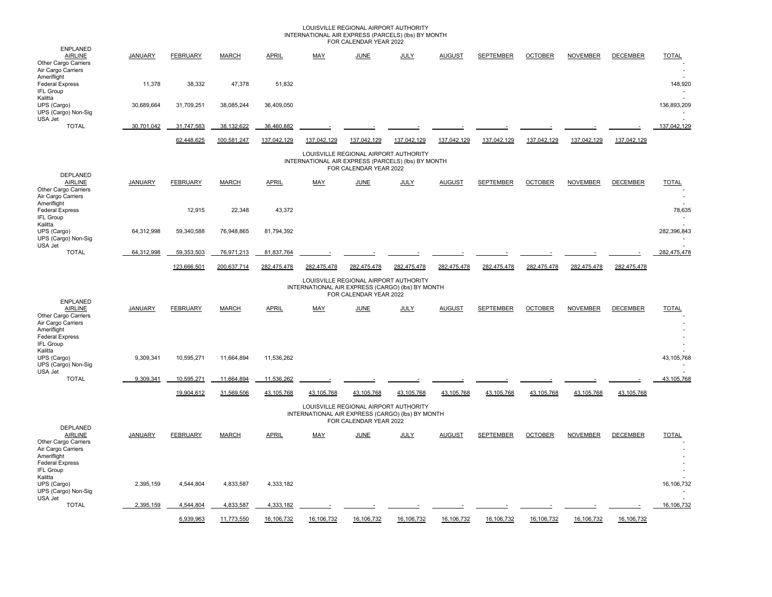LOUISVILLE REGIONAL AIRPORT AUTHORITY
INTERNATIONAL AIR EXPRESS (PARCELS) (lbs) BY MONTH
FOR CALENDAR YEAR 2022

| ENPLANED AIRLINE | JANUARY | FEBRUARY | MARCH | APRIL | MAY | JUNE | JULY | AUGUST | SEPTEMBER | OCTOBER | NOVEMBER | DECEMBER | TOTAL |
|---|---|---|---|---|---|---|---|---|---|---|---|---|---|
| Other Cargo Carriers | | | | | | | | | | | | | - |
| Air Cargo Carriers | | | | | | | | | | | | | - |
| Ameriflight | | | | | | | | | | | | | - |
| Federal Express | 11,378 | 38,332 | 47,378 | 51,832 | | | | | | | | | 148,920 |
| IFL Group | | | | | | | | | | | | | - |
| Kalitta | | | | | | | | | | | | | - |
| UPS (Cargo) | 30,689,664 | 31,709,251 | 38,085,244 | 36,409,050 | | | | | | | | | 136,893,209 |
| UPS (Cargo) Non-Sig | | | | | | | | | | | | | - |
| USA Jet | | | | | | | | | | | | | - |
| TOTAL | 30,701,042 | 31,747,583 | 38,132,622 | 36,460,882 | - | - | - | - | - | - | - | - | 137,042,129 |
| | | 62,448,625 | 100,581,247 | 137,042,129 | 137,042,129 | 137,042,129 | 137,042,129 | 137,042,129 | 137,042,129 | 137,042,129 | 137,042,129 | 137,042,129 | |

LOUISVILLE REGIONAL AIRPORT AUTHORITY
INTERNATIONAL AIR EXPRESS (PARCELS) (lbs) BY MONTH
FOR CALENDAR YEAR 2022

| DEPLANED AIRLINE | JANUARY | FEBRUARY | MARCH | APRIL | MAY | JUNE | JULY | AUGUST | SEPTEMBER | OCTOBER | NOVEMBER | DECEMBER | TOTAL |
|---|---|---|---|---|---|---|---|---|---|---|---|---|---|
| Other Cargo Carriers | | | | | | | | | | | | | - |
| Air Cargo Carriers | | | | | | | | | | | | | - |
| Ameriflight | | | | | | | | | | | | | - |
| Federal Express | | 12,915 | 22,348 | 43,372 | | | | | | | | | 78,635 |
| IFL Group | | | | | | | | | | | | | - |
| Kalitta | | | | | | | | | | | | | - |
| UPS (Cargo) | 64,312,998 | 59,340,588 | 76,948,865 | 81,794,392 | | | | | | | | | 282,396,843 |
| UPS (Cargo) Non-Sig | | | | | | | | | | | | | - |
| USA Jet | | | | | | | | | | | | | - |
| TOTAL | 64,312,998 | 59,353,503 | 76,971,213 | 81,837,764 | - | - | - | - | - | - | - | - | 282,475,478 |
| | | 123,666,501 | 200,637,714 | 282,475,478 | 282,475,478 | 282,475,478 | 282,475,478 | 282,475,478 | 282,475,478 | 282,475,478 | 282,475,478 | 282,475,478 | |

LOUISVILLE REGIONAL AIRPORT AUTHORITY
INTERNATIONAL AIR EXPRESS (CARGO) (lbs) BY MONTH
FOR CALENDAR YEAR 2022

| ENPLANED AIRLINE | JANUARY | FEBRUARY | MARCH | APRIL | MAY | JUNE | JULY | AUGUST | SEPTEMBER | OCTOBER | NOVEMBER | DECEMBER | TOTAL |
|---|---|---|---|---|---|---|---|---|---|---|---|---|---|
| Other Cargo Carriers | | | | | | | | | | | | | - |
| Air Cargo Carriers | | | | | | | | | | | | | - |
| Ameriflight | | | | | | | | | | | | | - |
| Federal Express | | | | | | | | | | | | | - |
| IFL Group | | | | | | | | | | | | | - |
| Kalitta | | | | | | | | | | | | | - |
| UPS (Cargo) | 9,309,341 | 10,595,271 | 11,664,894 | 11,536,262 | | | | | | | | | 43,105,768 |
| UPS (Cargo) Non-Sig | | | | | | | | | | | | | - |
| USA Jet | | | | | | | | | | | | | - |
| TOTAL | 9,309,341 | 10,595,271 | 11,664,894 | 11,536,262 | - | - | - | - | - | - | - | - | 43,105,768 |
| | | 19,904,612 | 31,569,506 | 43,105,768 | 43,105,768 | 43,105,768 | 43,105,768 | 43,105,768 | 43,105,768 | 43,105,768 | 43,105,768 | 43,105,768 | |

LOUISVILLE REGIONAL AIRPORT AUTHORITY
INTERNATIONAL AIR EXPRESS (CARGO) (lbs) BY MONTH
FOR CALENDAR YEAR 2022

| DEPLANED AIRLINE | JANUARY | FEBRUARY | MARCH | APRIL | MAY | JUNE | JULY | AUGUST | SEPTEMBER | OCTOBER | NOVEMBER | DECEMBER | TOTAL |
|---|---|---|---|---|---|---|---|---|---|---|---|---|---|
| Other Cargo Carriers | | | | | | | | | | | | | - |
| Air Cargo Carriers | | | | | | | | | | | | | - |
| Ameriflight | | | | | | | | | | | | | - |
| Federal Express | | | | | | | | | | | | | - |
| IFL Group | | | | | | | | | | | | | - |
| Kalitta | | | | | | | | | | | | | - |
| UPS (Cargo) | 2,395,159 | 4,544,804 | 4,833,587 | 4,333,182 | | | | | | | | | 16,106,732 |
| UPS (Cargo) Non-Sig | | | | | | | | | | | | | - |
| USA Jet | | | | | | | | | | | | | - |
| TOTAL | 2,395,159 | 4,544,804 | 4,833,587 | 4,333,182 | - | - | - | - | - | - | - | - | 16,106,732 |
| | | 6,939,963 | 11,773,550 | 16,106,732 | 16,106,732 | 16,106,732 | 16,106,732 | 16,106,732 | 16,106,732 | 16,106,732 | 16,106,732 | 16,106,732 | |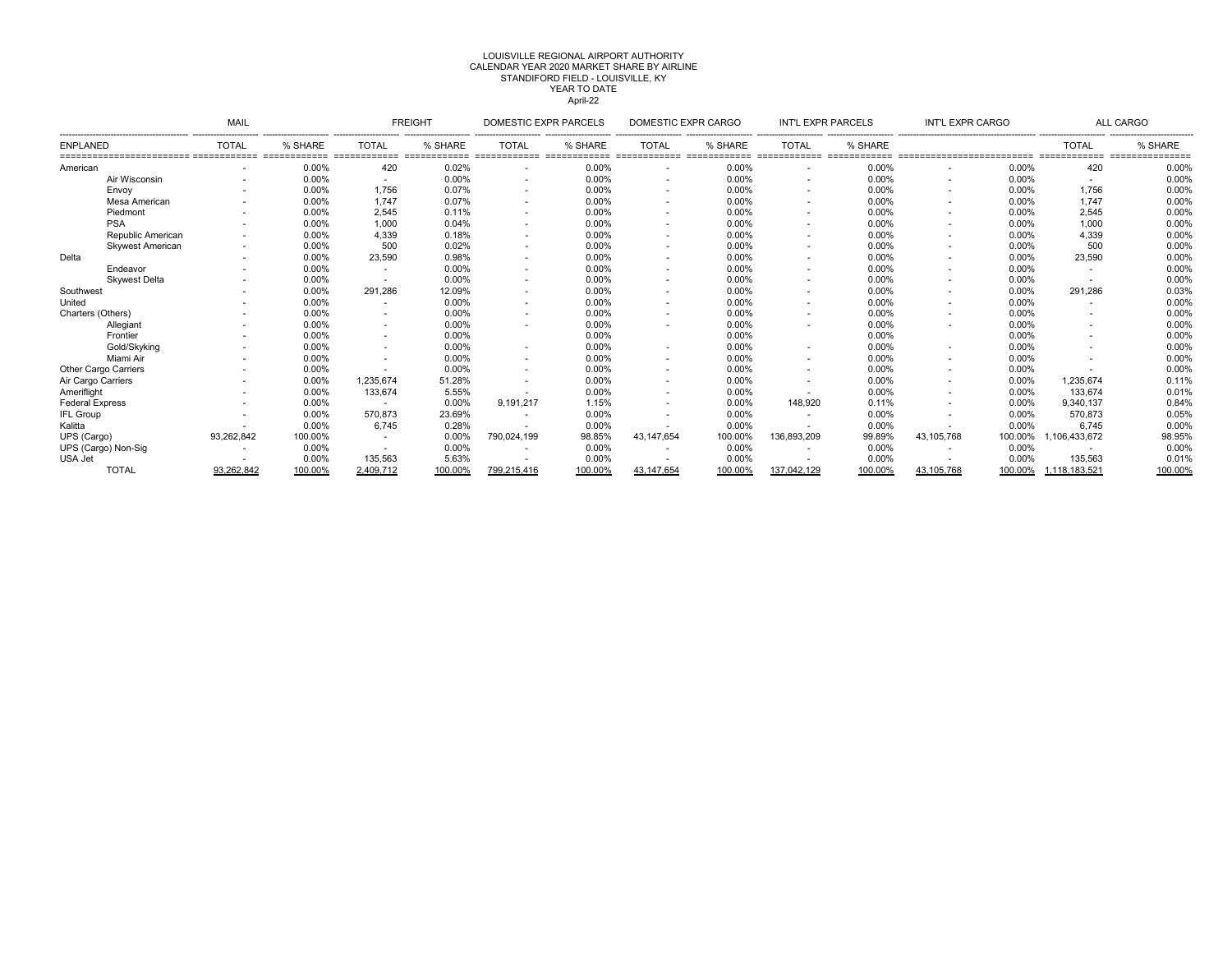LOUISVILLE REGIONAL AIRPORT AUTHORITY
CALENDAR YEAR 2020 MARKET SHARE BY AIRLINE
STANDIFORD FIELD - LOUISVILLE, KY
YEAR TO DATE
April-22

| | MAIL | | FREIGHT | | DOMESTIC EXPR PARCELS | | DOMESTIC EXPR CARGO | | INT'L EXPR PARCELS | | INT'L EXPR CARGO | | ALL CARGO | |
|---|---|---|---|---|---|---|---|---|---|---|---|---|---|---|
| ENPLANED | TOTAL | % SHARE | TOTAL | % SHARE | TOTAL | % SHARE | TOTAL | % SHARE | TOTAL | % SHARE | | | TOTAL | % SHARE |
| American | - | 0.00% | 420 | 0.02% | - | 0.00% | - | 0.00% | - | 0.00% | - | 0.00% | 420 | 0.00% |
| Air Wisconsin | - | 0.00% | - | 0.00% | - | 0.00% | - | 0.00% | - | 0.00% | - | 0.00% | - | 0.00% |
| Envoy | - | 0.00% | 1,756 | 0.07% | - | 0.00% | - | 0.00% | - | 0.00% | - | 0.00% | 1,756 | 0.00% |
| Mesa American | - | 0.00% | 1,747 | 0.07% | - | 0.00% | - | 0.00% | - | 0.00% | - | 0.00% | 1,747 | 0.00% |
| Piedmont | - | 0.00% | 2,545 | 0.11% | - | 0.00% | - | 0.00% | - | 0.00% | - | 0.00% | 2,545 | 0.00% |
| PSA | - | 0.00% | 1,000 | 0.04% | - | 0.00% | - | 0.00% | - | 0.00% | - | 0.00% | 1,000 | 0.00% |
| Republic American | - | 0.00% | 4,339 | 0.18% | - | 0.00% | - | 0.00% | - | 0.00% | - | 0.00% | 4,339 | 0.00% |
| Skywest American | - | 0.00% | 500 | 0.02% | - | 0.00% | - | 0.00% | - | 0.00% | - | 0.00% | 500 | 0.00% |
| Delta | - | 0.00% | 23,590 | 0.98% | - | 0.00% | - | 0.00% | - | 0.00% | - | 0.00% | 23,590 | 0.00% |
| Endeavor | - | 0.00% | - | 0.00% | - | 0.00% | - | 0.00% | - | 0.00% | - | 0.00% | - | 0.00% |
| Skywest Delta | - | 0.00% | - | 0.00% | - | 0.00% | - | 0.00% | - | 0.00% | - | 0.00% | - | 0.00% |
| Southwest | - | 0.00% | 291,286 | 12.09% | - | 0.00% | - | 0.00% | - | 0.00% | - | 0.00% | 291,286 | 0.03% |
| United | - | 0.00% | - | 0.00% | - | 0.00% | - | 0.00% | - | 0.00% | - | 0.00% | - | 0.00% |
| Charters (Others) | - | 0.00% | - | 0.00% | - | 0.00% | - | 0.00% | - | 0.00% | - | 0.00% | - | 0.00% |
| Allegiant | - | 0.00% | - | 0.00% | - | 0.00% | - | 0.00% | - | 0.00% | - | 0.00% | - | 0.00% |
| Frontier | - | 0.00% | - | 0.00% | | 0.00% | | 0.00% | | 0.00% | | 0.00% | - | 0.00% |
| Gold/Skyking | - | 0.00% | - | 0.00% | - | 0.00% | - | 0.00% | - | 0.00% | - | 0.00% | - | 0.00% |
| Miami Air | - | 0.00% | - | 0.00% | - | 0.00% | - | 0.00% | - | 0.00% | - | 0.00% | - | 0.00% |
| Other Cargo Carriers | - | 0.00% | - | 0.00% | - | 0.00% | - | 0.00% | - | 0.00% | - | 0.00% | - | 0.00% |
| Air Cargo Carriers | - | 0.00% | 1,235,674 | 51.28% | - | 0.00% | - | 0.00% | - | 0.00% | - | 0.00% | 1,235,674 | 0.11% |
| Ameriflight | - | 0.00% | 133,674 | 5.55% | - | 0.00% | - | 0.00% | - | 0.00% | - | 0.00% | 133,674 | 0.01% |
| Federal Express | - | 0.00% | - | 0.00% | 9,191,217 | 1.15% | - | 0.00% | 148,920 | 0.11% | - | 0.00% | 9,340,137 | 0.84% |
| IFL Group | - | 0.00% | 570,873 | 23.69% | - | 0.00% | - | 0.00% | - | 0.00% | - | 0.00% | 570,873 | 0.05% |
| Kalitta | - | 0.00% | 6,745 | 0.28% | - | 0.00% | - | 0.00% | - | 0.00% | - | 0.00% | 6,745 | 0.00% |
| UPS (Cargo) | 93,262,842 | 100.00% | - | 0.00% | 790,024,199 | 98.85% | 43,147,654 | 100.00% | 136,893,209 | 99.89% | 43,105,768 | 100.00% | 1,106,433,672 | 98.95% |
| UPS (Cargo) Non-Sig | - | 0.00% | - | 0.00% | - | 0.00% | - | 0.00% | - | 0.00% | - | 0.00% | - | 0.00% |
| USA Jet | - | 0.00% | 135,563 | 5.63% | - | 0.00% | - | 0.00% | - | 0.00% | - | 0.00% | 135,563 | 0.01% |
| TOTAL | 93,262,842 | 100.00% | 2,409,712 | 100.00% | 799,215,416 | 100.00% | 43,147,654 | 100.00% | 137,042,129 | 100.00% | 43,105,768 | 100.00% | 1,118,183,521 | 100.00% |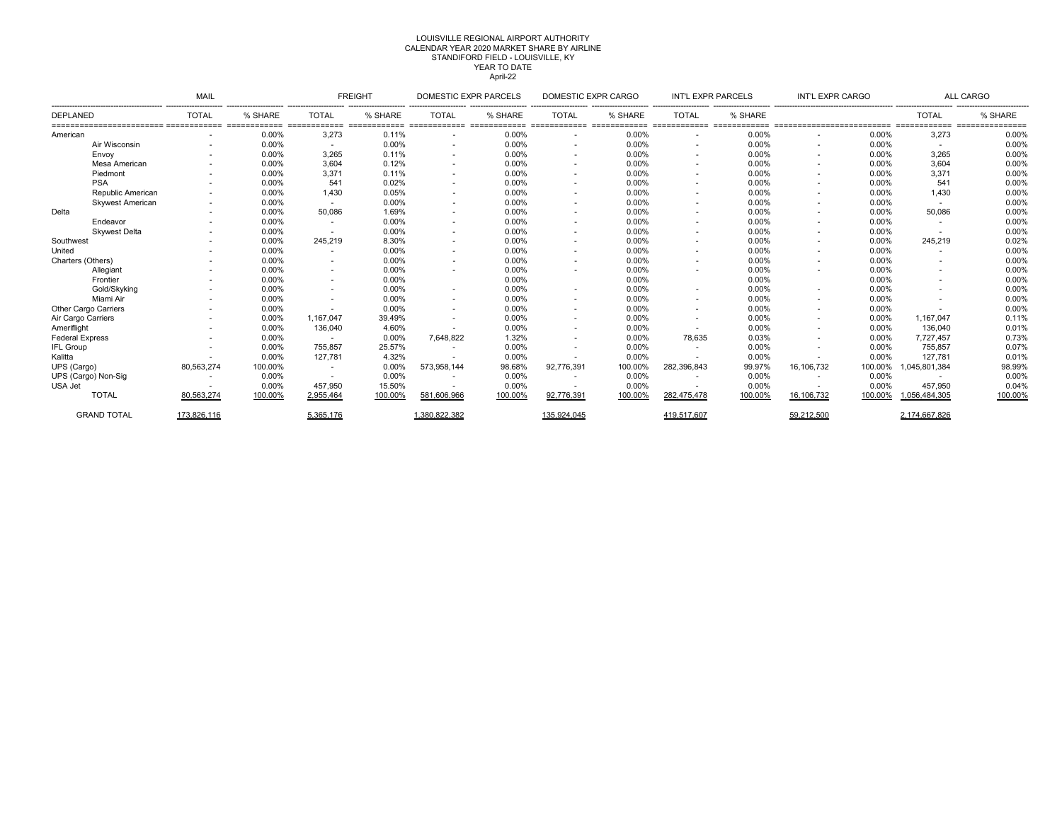LOUISVILLE REGIONAL AIRPORT AUTHORITY
CALENDAR YEAR 2020 MARKET SHARE BY AIRLINE
STANDIFORD FIELD - LOUISVILLE, KY
YEAR TO DATE
April-22

| | MAIL | | FREIGHT | | DOMESTIC EXPR PARCELS | | DOMESTIC EXPR CARGO | | INT'L EXPR PARCELS | | INT'L EXPR CARGO | | ALL CARGO | |
|---|---|---|---|---|---|---|---|---|---|---|---|---|---|---|
| DEPLANED | TOTAL | % SHARE | TOTAL | % SHARE | TOTAL | % SHARE | TOTAL | % SHARE | TOTAL | % SHARE | | | TOTAL | % SHARE |
| American | - | 0.00% | 3,273 | 0.11% | - | 0.00% | - | 0.00% | - | 0.00% | - | 0.00% | 3,273 | 0.00% |
| Air Wisconsin | - | 0.00% | - | 0.00% | - | 0.00% | - | 0.00% | - | 0.00% | - | 0.00% | - | 0.00% |
| Envoy | - | 0.00% | 3,265 | 0.11% | - | 0.00% | - | 0.00% | - | 0.00% | - | 0.00% | 3,265 | 0.00% |
| Mesa American | - | 0.00% | 3,604 | 0.12% | - | 0.00% | - | 0.00% | - | 0.00% | - | 0.00% | 3,604 | 0.00% |
| Piedmont | - | 0.00% | 3,371 | 0.11% | - | 0.00% | - | 0.00% | - | 0.00% | - | 0.00% | 3,371 | 0.00% |
| PSA | - | 0.00% | 541 | 0.02% | - | 0.00% | - | 0.00% | - | 0.00% | - | 0.00% | 541 | 0.00% |
| Republic American | - | 0.00% | 1,430 | 0.05% | - | 0.00% | - | 0.00% | - | 0.00% | - | 0.00% | 1,430 | 0.00% |
| Skywest American | - | 0.00% | - | 0.00% | - | 0.00% | - | 0.00% | - | 0.00% | - | 0.00% | - | 0.00% |
| Delta | - | 0.00% | 50,086 | 1.69% | - | 0.00% | - | 0.00% | - | 0.00% | - | 0.00% | 50,086 | 0.00% |
| Endeavor | - | 0.00% | - | 0.00% | - | 0.00% | - | 0.00% | - | 0.00% | - | 0.00% | - | 0.00% |
| Skywest Delta | - | 0.00% | - | 0.00% | - | 0.00% | - | 0.00% | - | 0.00% | - | 0.00% | - | 0.00% |
| Southwest | - | 0.00% | 245,219 | 8.30% | - | 0.00% | - | 0.00% | - | 0.00% | - | 0.00% | 245,219 | 0.02% |
| United | - | 0.00% | - | 0.00% | - | 0.00% | - | 0.00% | - | 0.00% | - | 0.00% | - | 0.00% |
| Charters (Others) | - | 0.00% | - | 0.00% | - | 0.00% | - | 0.00% | - | 0.00% | - | 0.00% | - | 0.00% |
| Allegiant | - | 0.00% | - | 0.00% | - | 0.00% | - | 0.00% | - | 0.00% | - | 0.00% | - | 0.00% |
| Frontier | - | 0.00% | - | 0.00% | | 0.00% | | 0.00% | | 0.00% | | 0.00% | - | 0.00% |
| Gold/Skyking | - | 0.00% | - | 0.00% | - | 0.00% | - | 0.00% | - | 0.00% | - | 0.00% | - | 0.00% |
| Miami Air | - | 0.00% | - | 0.00% | - | 0.00% | - | 0.00% | - | 0.00% | - | 0.00% | - | 0.00% |
| Other Cargo Carriers | - | 0.00% | - | 0.00% | - | 0.00% | - | 0.00% | - | 0.00% | - | 0.00% | - | 0.00% |
| Air Cargo Carriers | - | 0.00% | 1,167,047 | 39.49% | - | 0.00% | - | 0.00% | - | 0.00% | - | 0.00% | 1,167,047 | 0.11% |
| Ameriflight | - | 0.00% | 136,040 | 4.60% | - | 0.00% | - | 0.00% | - | 0.00% | - | 0.00% | 136,040 | 0.01% |
| Federal Express | - | 0.00% | - | 0.00% | 7,648,822 | 1.32% | - | 0.00% | 78,635 | 0.03% | - | 0.00% | 7,727,457 | 0.73% |
| IFL Group | - | 0.00% | 755,857 | 25.57% | - | 0.00% | - | 0.00% | - | 0.00% | - | 0.00% | 755,857 | 0.07% |
| Kalitta | - | 0.00% | 127,781 | 4.32% | - | 0.00% | - | 0.00% | - | 0.00% | - | 0.00% | 127,781 | 0.01% |
| UPS (Cargo) | 80,563,274 | 100.00% | - | 0.00% | 573,958,144 | 98.68% | 92,776,391 | 100.00% | 282,396,843 | 99.97% | 16,106,732 | 100.00% | 1,045,801,384 | 98.99% |
| UPS (Cargo) Non-Sig | - | 0.00% | - | 0.00% | - | 0.00% | - | 0.00% | - | 0.00% | - | 0.00% | - | 0.00% |
| USA Jet | - | 0.00% | 457,950 | 15.50% | - | 0.00% | - | 0.00% | - | 0.00% | - | 0.00% | 457,950 | 0.04% |
| TOTAL | 80,563,274 | 100.00% | 2,955,464 | 100.00% | 581,606,966 | 100.00% | 92,776,391 | 100.00% | 282,475,478 | 100.00% | 16,106,732 | 100.00% | 1,056,484,305 | 100.00% |
| GRAND TOTAL | 173,826,116 | | 5,365,176 | | 1,380,822,382 | | 135,924,045 | | 419,517,607 | | 59,212,500 | | 2,174,667,826 | |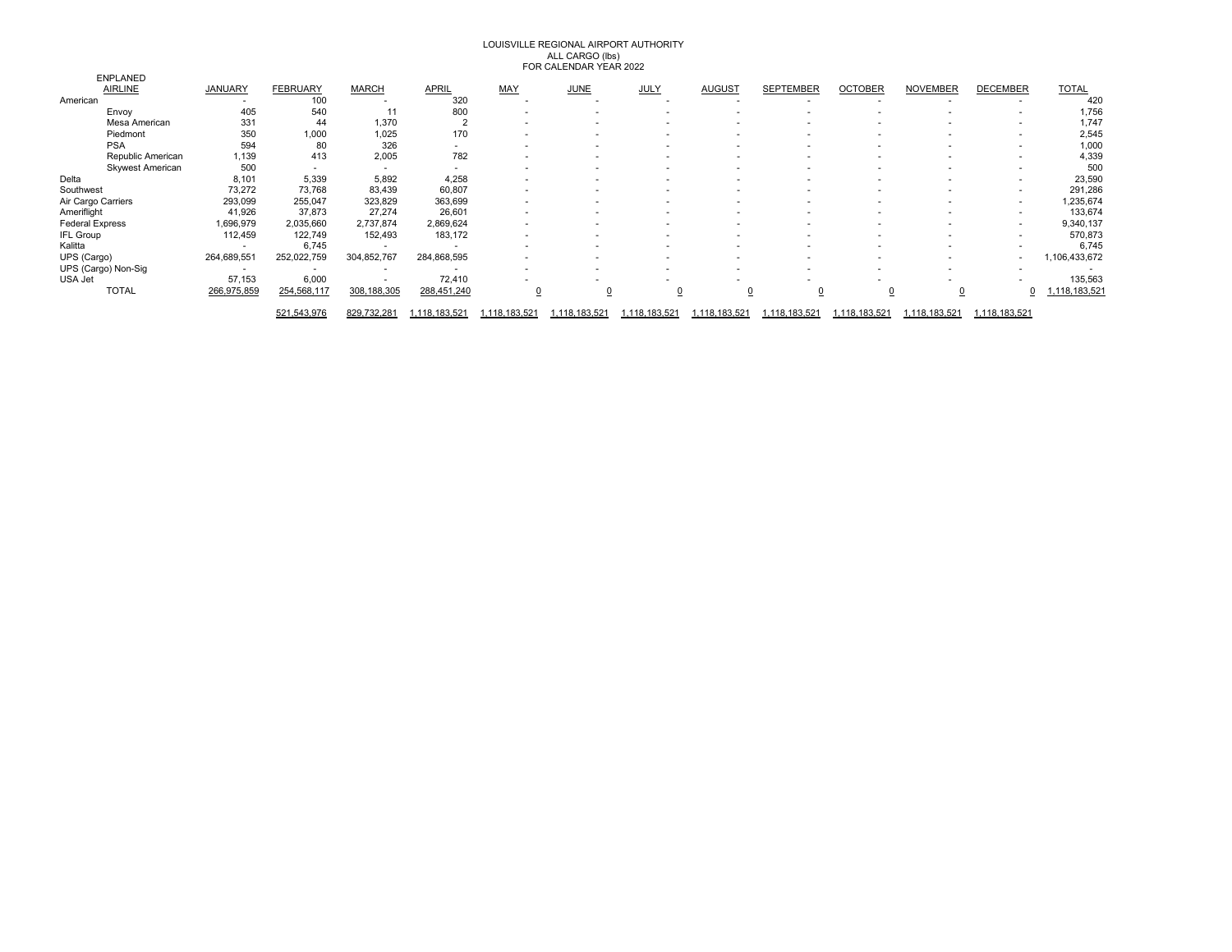# LOUISVILLE REGIONAL AIRPORT AUTHORITY
## ALL CARGO (lbs)
## FOR CALENDAR YEAR 2022

| ENPLANED AIRLINE | JANUARY | FEBRUARY | MARCH | APRIL | MAY | JUNE | JULY | AUGUST | SEPTEMBER | OCTOBER | NOVEMBER | DECEMBER | TOTAL |
|---|---|---|---|---|---|---|---|---|---|---|---|---|---|
| American | - | 100 | - | 320 | - | - | - | - | - | - | - | - | 420 |
| Envoy | 405 | 540 | 11 | 800 | - | - | - | - | - | - | - | - | 1,756 |
| Mesa American | 331 | 44 | 1,370 | 2 | - | - | - | - | - | - | - | - | 1,747 |
| Piedmont | 350 | 1,000 | 1,025 | 170 | - | - | - | - | - | - | - | - | 2,545 |
| PSA | 594 | 80 | 326 | - | - | - | - | - | - | - | - | - | 1,000 |
| Republic American | 1,139 | 413 | 2,005 | 782 | - | - | - | - | - | - | - | - | 4,339 |
| Skywest American | 500 | - | - | - | - | - | - | - | - | - | - | - | 500 |
| Delta | 8,101 | 5,339 | 5,892 | 4,258 | - | - | - | - | - | - | - | - | 23,590 |
| Southwest | 73,272 | 73,768 | 83,439 | 60,807 | - | - | - | - | - | - | - | - | 291,286 |
| Air Cargo Carriers | 293,099 | 255,047 | 323,829 | 363,699 | - | - | - | - | - | - | - | - | 1,235,674 |
| Ameriflight | 41,926 | 37,873 | 27,274 | 26,601 | - | - | - | - | - | - | - | - | 133,674 |
| Federal Express | 1,696,979 | 2,035,660 | 2,737,874 | 2,869,624 | - | - | - | - | - | - | - | - | 9,340,137 |
| IFL Group | 112,459 | 122,749 | 152,493 | 183,172 | - | - | - | - | - | - | - | - | 570,873 |
| Kalitta | - | 6,745 | - | - | - | - | - | - | - | - | - | - | 6,745 |
| UPS (Cargo) | 264,689,551 | 252,022,759 | 304,852,767 | 284,868,595 | - | - | - | - | - | - | - | - | 1,106,433,672 |
| UPS (Cargo) Non-Sig | - | - | - | - | - | - | - | - | - | - | - | - | - |
| USA Jet | 57,153 | 6,000 | - | 72,410 | - | - | - | - | - | - | - | - | 135,563 |
| TOTAL | 266,975,859 | 254,568,117 | 308,188,305 | 288,451,240 | 0 | 0 | 0 | 0 | 0 | 0 | 0 | 0 | 1,118,183,521 |
| | | 521,543,976 | 829,732,281 | 1,118,183,521 | 1,118,183,521 | 1,118,183,521 | 1,118,183,521 | 1,118,183,521 | 1,118,183,521 | 1,118,183,521 | 1,118,183,521 | 1,118,183,521 | |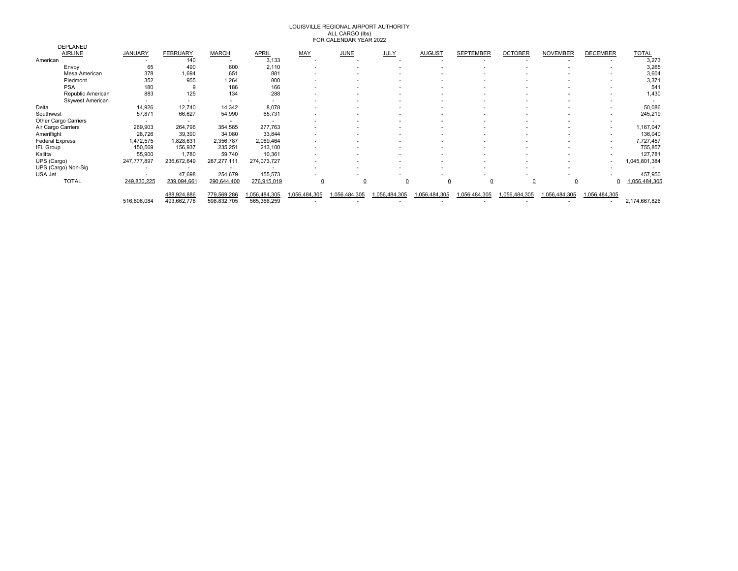LOUISVILLE REGIONAL AIRPORT AUTHORITY
ALL CARGO (lbs)
FOR CALENDAR YEAR 2022

| DEPLANED AIRLINE | JANUARY | FEBRUARY | MARCH | APRIL | MAY | JUNE | JULY | AUGUST | SEPTEMBER | OCTOBER | NOVEMBER | DECEMBER | TOTAL |
|---|---|---|---|---|---|---|---|---|---|---|---|---|---|
| American | - | 140 | - | 3,133 | - | - | - | - | - | - | - | - | 3,273 |
| Envoy | 65 | 490 | 600 | 2,110 | - | - | - | - | - | - | - | - | 3,265 |
| Mesa American | 378 | 1,694 | 651 | 881 | - | - | - | - | - | - | - | - | 3,604 |
| Piedmont | 352 | 955 | 1,264 | 800 | - | - | - | - | - | - | - | - | 3,371 |
| PSA | 180 | 9 | 186 | 166 | - | - | - | - | - | - | - | - | 541 |
| Republic American | 883 | 125 | 134 | 288 | - | - | - | - | - | - | - | - | 1,430 |
| Skywest American | - | - | - | - | - | - | - | - | - | - | - | - | - |
| Delta | 14,926 | 12,740 | 14,342 | 8,078 | - | - | - | - | - | - | - | - | 50,086 |
| Southwest | 57,871 | 66,627 | 54,990 | 65,731 | - | - | - | - | - | - | - | - | 245,219 |
| Other Cargo Carriers | - | - | - | - | - | - | - | - | - | - | - | - | - |
| Air Cargo Carriers | 269,903 | 264,796 | 354,585 | 277,763 | - | - | - | - | - | - | - | - | 1,167,047 |
| Ameriflight | 28,726 | 39,390 | 34,080 | 33,844 | - | - | - | - | - | - | - | - | 136,040 |
| Federal Express | 1,472,575 | 1,828,631 | 2,356,787 | 2,069,464 | - | - | - | - | - | - | - | - | 7,727,457 |
| IFL Group | 150,569 | 156,937 | 235,251 | 213,100 | - | - | - | - | - | - | - | - | 755,857 |
| Kalitta | 55,900 | 1,780 | 59,740 | 10,361 | - | - | - | - | - | - | - | - | 127,781 |
| UPS (Cargo) | 247,777,897 | 236,672,649 | 287,277,111 | 274,073,727 | - | - | - | - | - | - | - | - | 1,045,801,384 |
| UPS (Cargo) Non-Sig | - | - | - | - | - | - | - | - | - | - | - | - | - |
| USA Jet | - | 47,698 | 254,679 | 155,573 | - | - | - | - | - | - | - | - | 457,950 |
| TOTAL | 249,830,225 | 239,094,661 | 290,644,400 | 276,915,019 | 0 | 0 | 0 | 0 | 0 | 0 | 0 | 0 | 1,056,484,305 |
| | | 488,924,886 | 779,569,286 | 1,056,484,305 | 1,056,484,305 | 1,056,484,305 | 1,056,484,305 | 1,056,484,305 | 1,056,484,305 | 1,056,484,305 | 1,056,484,305 | 1,056,484,305 | |
| | 516,806,084 | 493,662,778 | 598,832,705 | 565,366,259 | - | - | - | - | - | - | - | - | 2,174,667,826 |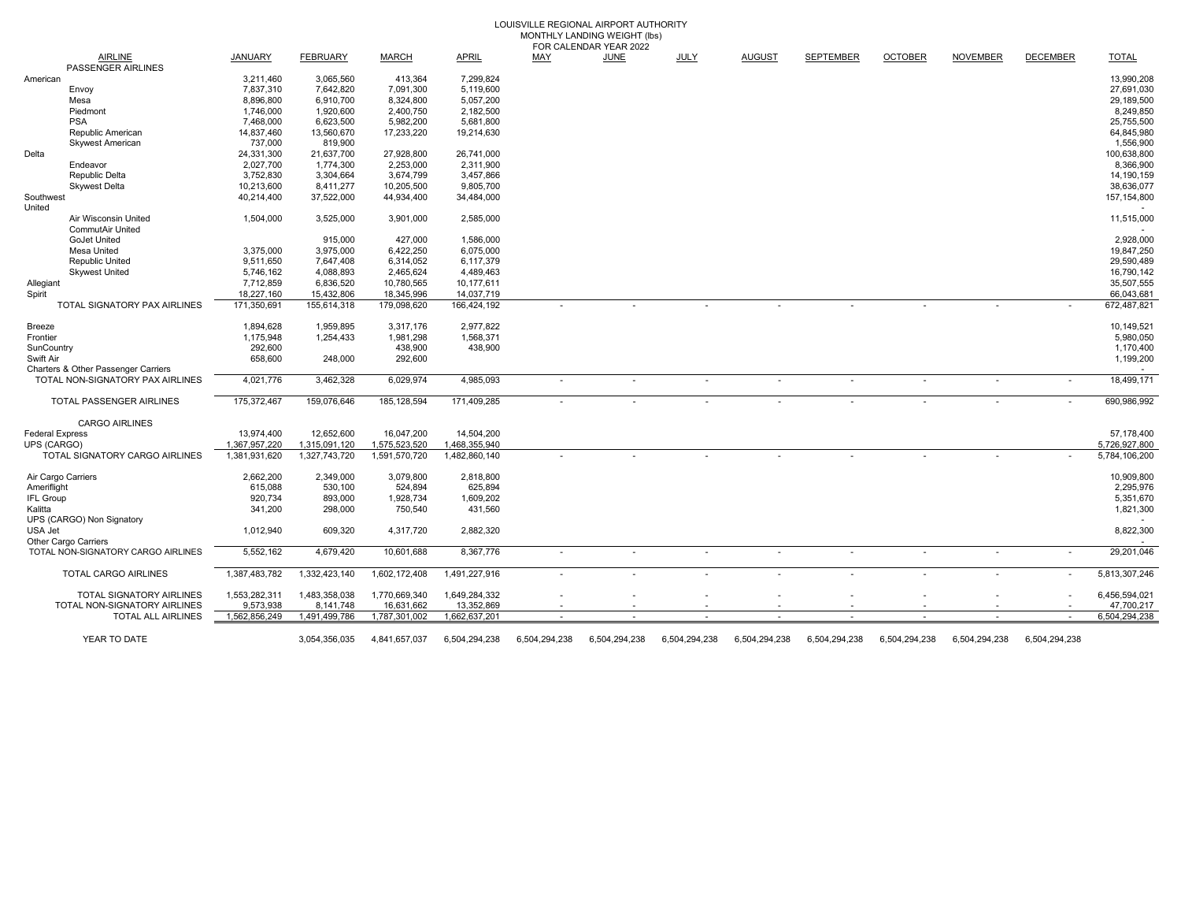LOUISVILLE REGIONAL AIRPORT AUTHORITY
MONTHLY LANDING WEIGHT (lbs)
FOR CALENDAR YEAR 2022

| AIRLINE | JANUARY | FEBRUARY | MARCH | APRIL | MAY | JUNE | JULY | AUGUST | SEPTEMBER | OCTOBER | NOVEMBER | DECEMBER | TOTAL |
|---|---|---|---|---|---|---|---|---|---|---|---|---|---|
| PASSENGER AIRLINES | | | | | | | | | | | | | |
| American | 3,211,460 | 3,065,560 | 413,364 | 7,299,824 | | | | | | | | | 13,990,208 |
| Envoy | 7,837,310 | 7,642,820 | 7,091,300 | 5,119,600 | | | | | | | | | 27,691,030 |
| Mesa | 8,896,800 | 6,910,700 | 8,324,800 | 5,057,200 | | | | | | | | | 29,189,500 |
| Piedmont | 1,746,000 | 1,920,600 | 2,400,750 | 2,182,500 | | | | | | | | | 8,249,850 |
| PSA | 7,468,000 | 6,623,500 | 5,982,200 | 5,681,800 | | | | | | | | | 25,755,500 |
| Republic American | 14,837,460 | 13,560,670 | 17,233,220 | 19,214,630 | | | | | | | | | 64,845,980 |
| Skywest American | 737,000 | 819,900 | | | | | | | | | | | 1,556,900 |
| Delta | 24,331,300 | 21,637,700 | 27,928,800 | 26,741,000 | | | | | | | | | 100,638,800 |
| Endeavor | 2,027,700 | 1,774,300 | 2,253,000 | 2,311,900 | | | | | | | | | 8,366,900 |
| Republic Delta | 3,752,830 | 3,304,664 | 3,674,799 | 3,457,866 | | | | | | | | | 14,190,159 |
| Skywest Delta | 10,213,600 | 8,411,277 | 10,205,500 | 9,805,700 | | | | | | | | | 38,636,077 |
| Southwest | 40,214,400 | 37,522,000 | 44,934,400 | 34,484,000 | | | | | | | | | 157,154,800 |
| United | | | | | | | | | | | | | - |
| Air Wisconsin United | 1,504,000 | 3,525,000 | 3,901,000 | 2,585,000 | | | | | | | | | 11,515,000 |
| CommutAir United | | | | | | | | | | | | | - |
| GoJet United | | 915,000 | 427,000 | 1,586,000 | | | | | | | | | 2,928,000 |
| Mesa United | 3,375,000 | 3,975,000 | 6,422,250 | 6,075,000 | | | | | | | | | 19,847,250 |
| Republic United | 9,511,650 | 7,647,408 | 6,314,052 | 6,117,379 | | | | | | | | | 29,590,489 |
| Skywest United | 5,746,162 | 4,088,893 | 2,465,624 | 4,489,463 | | | | | | | | | 16,790,142 |
| Allegiant | 7,712,859 | 6,836,520 | 10,780,565 | 10,177,611 | | | | | | | | | 35,507,555 |
| Spirit | 18,227,160 | 15,432,806 | 18,345,996 | 14,037,719 | | | | | | | | | 66,043,681 |
| TOTAL SIGNATORY PAX AIRLINES | 171,350,691 | 155,614,318 | 179,098,620 | 166,424,192 | - | - | - | - | - | - | - | - | 672,487,821 |
| Breeze | 1,894,628 | 1,959,895 | 3,317,176 | 2,977,822 | | | | | | | | | 10,149,521 |
| Frontier | 1,175,948 | 1,254,433 | 1,981,298 | 1,568,371 | | | | | | | | | 5,980,050 |
| SunCountry | 292,600 | | 438,900 | 438,900 | | | | | | | | | 1,170,400 |
| Swift Air | 658,600 | 248,000 | 292,600 | | | | | | | | | | 1,199,200 |
| Charters & Other Passenger Carriers | | | | | | | | | | | | | - |
| TOTAL NON-SIGNATORY PAX AIRLINES | 4,021,776 | 3,462,328 | 6,029,974 | 4,985,093 | - | - | - | - | - | - | - | - | 18,499,171 |
| TOTAL PASSENGER AIRLINES | 175,372,467 | 159,076,646 | 185,128,594 | 171,409,285 | - | - | - | - | - | - | - | - | 690,986,992 |
| CARGO AIRLINES | | | | | | | | | | | | | |
| Federal Express | 13,974,400 | 12,652,600 | 16,047,200 | 14,504,200 | | | | | | | | | 57,178,400 |
| UPS (CARGO) | 1,367,957,220 | 1,315,091,120 | 1,575,523,520 | 1,468,355,940 | | | | | | | | | 5,726,927,800 |
| TOTAL SIGNATORY CARGO AIRLINES | 1,381,931,620 | 1,327,743,720 | 1,591,570,720 | 1,482,860,140 | - | - | - | - | - | - | - | - | 5,784,106,200 |
| Air Cargo Carriers | 2,662,200 | 2,349,000 | 3,079,800 | 2,818,800 | | | | | | | | | 10,909,800 |
| Ameriflight | 615,088 | 530,100 | 524,894 | 625,894 | | | | | | | | | 2,295,976 |
| IFL Group | 920,734 | 893,000 | 1,928,734 | 1,609,202 | | | | | | | | | 5,351,670 |
| Kalitta | 341,200 | 298,000 | 750,540 | 431,560 | | | | | | | | | 1,821,300 |
| UPS (CARGO) Non Signatory | | | | | | | | | | | | | - |
| USA Jet | 1,012,940 | 609,320 | 4,317,720 | 2,882,320 | | | | | | | | | 8,822,300 |
| Other Cargo Carriers | | | | | | | | | | | | | - |
| TOTAL NON-SIGNATORY CARGO AIRLINES | 5,552,162 | 4,679,420 | 10,601,688 | 8,367,776 | - | - | - | - | - | - | - | - | 29,201,046 |
| TOTAL CARGO AIRLINES | 1,387,483,782 | 1,332,423,140 | 1,602,172,408 | 1,491,227,916 | - | - | - | - | - | - | - | - | 5,813,307,246 |
| TOTAL SIGNATORY AIRLINES | 1,553,282,311 | 1,483,358,038 | 1,770,669,340 | 1,649,284,332 | - | - | - | - | - | - | - | - | 6,456,594,021 |
| TOTAL NON-SIGNATORY AIRLINES | 9,573,938 | 8,141,748 | 16,631,662 | 13,352,869 | - | - | - | - | - | - | - | - | 47,700,217 |
| TOTAL ALL AIRLINES | 1,562,856,249 | 1,491,499,786 | 1,787,301,002 | 1,662,637,201 | - | - | - | - | - | - | - | - | 6,504,294,238 |
| YEAR TO DATE | | 3,054,356,035 | 4,841,657,037 | 6,504,294,238 | 6,504,294,238 | 6,504,294,238 | 6,504,294,238 | 6,504,294,238 | 6,504,294,238 | 6,504,294,238 | 6,504,294,238 | 6,504,294,238 | |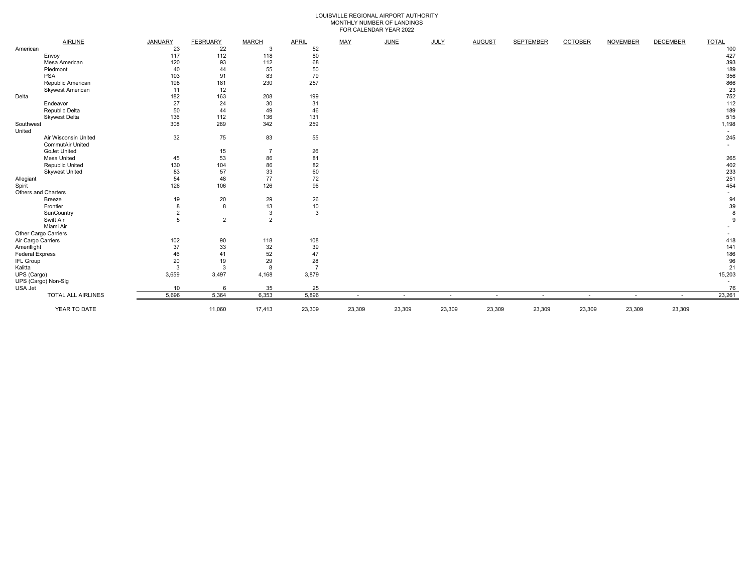LOUISVILLE REGIONAL AIRPORT AUTHORITY
MONTHLY NUMBER OF LANDINGS
FOR CALENDAR YEAR 2022

| AIRLINE | JANUARY | FEBRUARY | MARCH | APRIL | MAY | JUNE | JULY | AUGUST | SEPTEMBER | OCTOBER | NOVEMBER | DECEMBER | TOTAL |
|---|---|---|---|---|---|---|---|---|---|---|---|---|---|
| American | 23 | 22 | 3 | 52 | | | | | | | | | 100 |
| Envoy | 117 | 112 | 118 | 80 | | | | | | | | | 427 |
| Mesa American | 120 | 93 | 112 | 68 | | | | | | | | | 393 |
| Piedmont | 40 | 44 | 55 | 50 | | | | | | | | | 189 |
| PSA | 103 | 91 | 83 | 79 | | | | | | | | | 356 |
| Republic American | 198 | 181 | 230 | 257 | | | | | | | | | 866 |
| Skywest American | 11 | 12 | | | | | | | | | | | 23 |
| Delta | 182 | 163 | 208 | 199 | | | | | | | | | 752 |
| Endeavor | 27 | 24 | 30 | 31 | | | | | | | | | 112 |
| Republic Delta | 50 | 44 | 49 | 46 | | | | | | | | | 189 |
| Skywest Delta | 136 | 112 | 136 | 131 | | | | | | | | | 515 |
| Southwest | 308 | 289 | 342 | 259 | | | | | | | | | 1,198 |
| United | | | | | | | | | | | | | - |
| Air Wisconsin United | 32 | 75 | 83 | 55 | | | | | | | | | 245 |
| CommutAir United | | | | | | | | | | | | | - |
| GoJet United | | 15 | 7 | 26 | | | | | | | | | |
| Mesa United | 45 | 53 | 86 | 81 | | | | | | | | | 265 |
| Republic United | 130 | 104 | 86 | 82 | | | | | | | | | 402 |
| Skywest United | 83 | 57 | 33 | 60 | | | | | | | | | 233 |
| Allegiant | 54 | 48 | 77 | 72 | | | | | | | | | 251 |
| Spirit | 126 | 106 | 126 | 96 | | | | | | | | | 454 |
| Others and Charters | | | | | | | | | | | | | - |
| Breeze | 19 | 20 | 29 | 26 | | | | | | | | | 94 |
| Frontier | 8 | 8 | 13 | 10 | | | | | | | | | 39 |
| SunCountry | 2 | | 3 | 3 | | | | | | | | | 8 |
| Swift Air | 5 | 2 | 2 | | | | | | | | | | 9 |
| Miami Air | | | | | | | | | | | | | - |
| Other Cargo Carriers | | | | | | | | | | | | | - |
| Air Cargo Carriers | 102 | 90 | 118 | 108 | | | | | | | | | 418 |
| Ameriflight | 37 | 33 | 32 | 39 | | | | | | | | | 141 |
| Federal Express | 46 | 41 | 52 | 47 | | | | | | | | | 186 |
| IFL Group | 20 | 19 | 29 | 28 | | | | | | | | | 96 |
| Kalitta | 3 | 3 | 8 | 7 | | | | | | | | | 21 |
| UPS (Cargo) | 3,659 | 3,497 | 4,168 | 3,879 | | | | | | | | | 15,203 |
| UPS (Cargo) Non-Sig | | | | | | | | | | | | | - |
| USA Jet | 10 | 6 | 35 | 25 | | | | | | | | | 76 |
| TOTAL ALL AIRLINES | 5,696 | 5,364 | 6,353 | 5,896 | - | - | - | - | - | - | - | - | 23,261 |
| YEAR TO DATE | | 11,060 | 17,413 | 23,309 | 23,309 | 23,309 | 23,309 | 23,309 | 23,309 | 23,309 | 23,309 | 23,309 | |